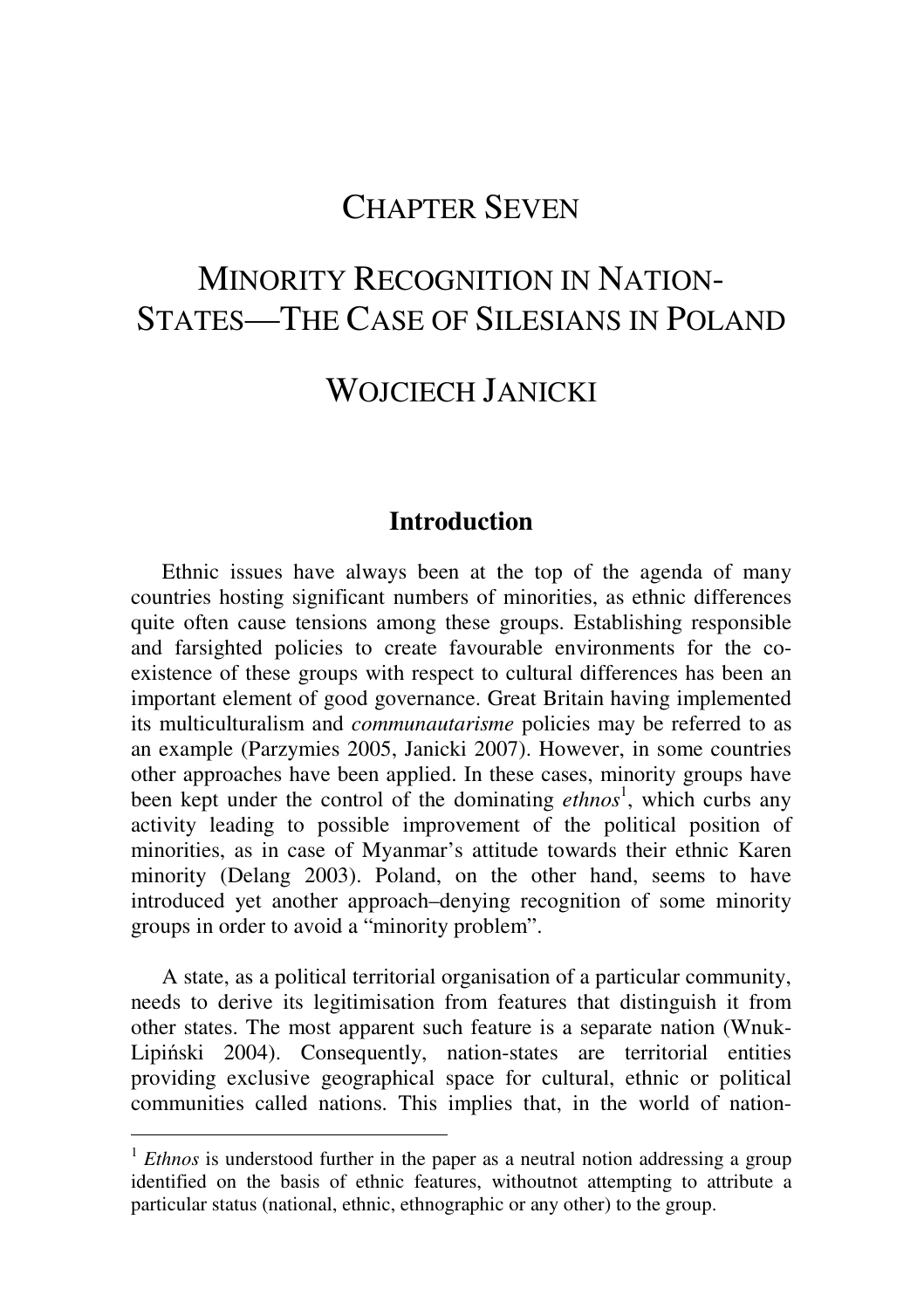# CHAPTER SEVEN

# MINORITY RECOGNITION IN NATION-STATES—THE CASE OF SILESIANS IN POLAND

# WOJCIECH JANICKI

## Introduction

Ethnic issues have always been at the top of the agenda of many countries hosting significant numbers of minorities, as ethnic differences quite often cause tensions among these groups. Establishing responsible and farsighted policies to create favourable environments for the co-existence of these groups with respect to cultural differences has been an important element of good governance. Great Britain having implemented its multiculturalism and *communautarisme* policies may be referred to as an example (Parzymies 2005, Janicki 2007). However, in some countries other approaches have been applied. In these cases, minority groups have been kept under the control of the dominating *ethnos*[1], which curbs any activity leading to possible improvement of the political position of minorities, as in case of Myanmar's attitude towards their ethnic Karen minority (Delang 2003). Poland, on the other hand, seems to have introduced yet another approach–denying recognition of some minority groups in order to avoid a "minority problem".

A state, as a political territorial organisation of a particular community, needs to derive its legitimisation from features that distinguish it from other states. The most apparent such feature is a separate nation (Wnuk-Lipiński 2004). Consequently, nation-states are territorial entities providing exclusive geographical space for cultural, ethnic or political communities called nations. This implies that, in the world of nation-

[1] *Ethnos* is understood further in the paper as a neutral notion addressing a group identified on the basis of ethnic features, withoutnot attempting to attribute a particular status (national, ethnic, ethnographic or any other) to the group.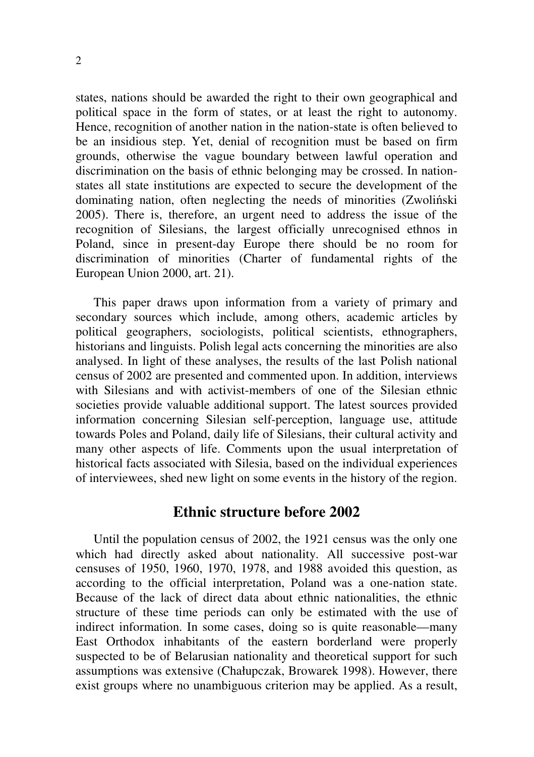states, nations should be awarded the right to their own geographical and political space in the form of states, or at least the right to autonomy. Hence, recognition of another nation in the nation-state is often believed to be an insidious step. Yet, denial of recognition must be based on firm grounds, otherwise the vague boundary between lawful operation and discrimination on the basis of ethnic belonging may be crossed. In nation-states all state institutions are expected to secure the development of the dominating nation, often neglecting the needs of minorities (Zwoliński 2005). There is, therefore, an urgent need to address the issue of the recognition of Silesians, the largest officially unrecognised ethnos in Poland, since in present-day Europe there should be no room for discrimination of minorities (Charter of fundamental rights of the European Union 2000, art. 21).

This paper draws upon information from a variety of primary and secondary sources which include, among others, academic articles by political geographers, sociologists, political scientists, ethnographers, historians and linguists. Polish legal acts concerning the minorities are also analysed. In light of these analyses, the results of the last Polish national census of 2002 are presented and commented upon. In addition, interviews with Silesians and with activist-members of one of the Silesian ethnic societies provide valuable additional support. The latest sources provided information concerning Silesian self-perception, language use, attitude towards Poles and Poland, daily life of Silesians, their cultural activity and many other aspects of life. Comments upon the usual interpretation of historical facts associated with Silesia, based on the individual experiences of interviewees, shed new light on some events in the history of the region.

## Ethnic structure before 2002

Until the population census of 2002, the 1921 census was the only one which had directly asked about nationality. All successive post-war censuses of 1950, 1960, 1970, 1978, and 1988 avoided this question, as according to the official interpretation, Poland was a one-nation state. Because of the lack of direct data about ethnic nationalities, the ethnic structure of these time periods can only be estimated with the use of indirect information. In some cases, doing so is quite reasonable—many East Orthodox inhabitants of the eastern borderland were properly suspected to be of Belarusian nationality and theoretical support for such assumptions was extensive (Chałupczak, Browarek 1998). However, there exist groups where no unambiguous criterion may be applied. As a result,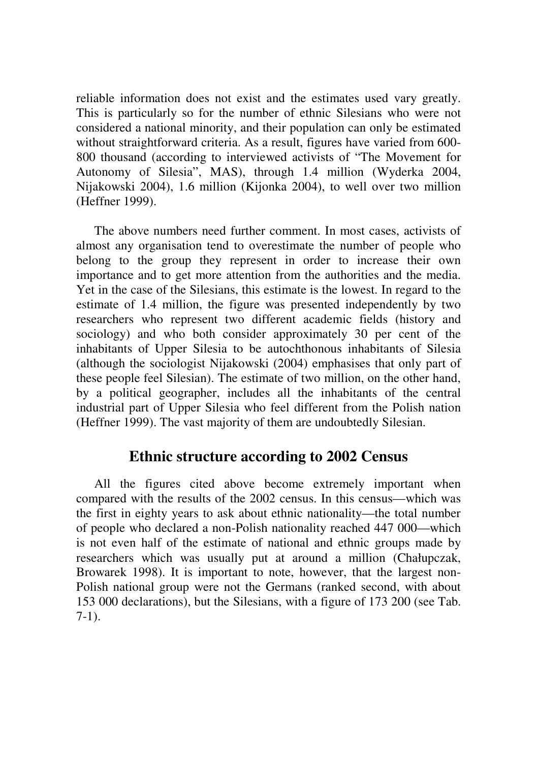reliable information does not exist and the estimates used vary greatly. This is particularly so for the number of ethnic Silesians who were not considered a national minority, and their population can only be estimated without straightforward criteria. As a result, figures have varied from 600-800 thousand (according to interviewed activists of "The Movement for Autonomy of Silesia", MAS), through 1.4 million (Wyderka 2004, Nijakowski 2004), 1.6 million (Kijonka 2004), to well over two million (Heffner 1999).

The above numbers need further comment. In most cases, activists of almost any organisation tend to overestimate the number of people who belong to the group they represent in order to increase their own importance and to get more attention from the authorities and the media. Yet in the case of the Silesians, this estimate is the lowest. In regard to the estimate of 1.4 million, the figure was presented independently by two researchers who represent two different academic fields (history and sociology) and who both consider approximately 30 per cent of the inhabitants of Upper Silesia to be autochthonous inhabitants of Silesia (although the sociologist Nijakowski (2004) emphasises that only part of these people feel Silesian). The estimate of two million, on the other hand, by a political geographer, includes all the inhabitants of the central industrial part of Upper Silesia who feel different from the Polish nation (Heffner 1999). The vast majority of them are undoubtedly Silesian.

## Ethnic structure according to 2002 Census

All the figures cited above become extremely important when compared with the results of the 2002 census. In this census—which was the first in eighty years to ask about ethnic nationality—the total number of people who declared a non-Polish nationality reached 447 000—which is not even half of the estimate of national and ethnic groups made by researchers which was usually put at around a million (Chałupczak, Browarek 1998). It is important to note, however, that the largest non-Polish national group were not the Germans (ranked second, with about 153 000 declarations), but the Silesians, with a figure of 173 200 (see Tab. 7-1).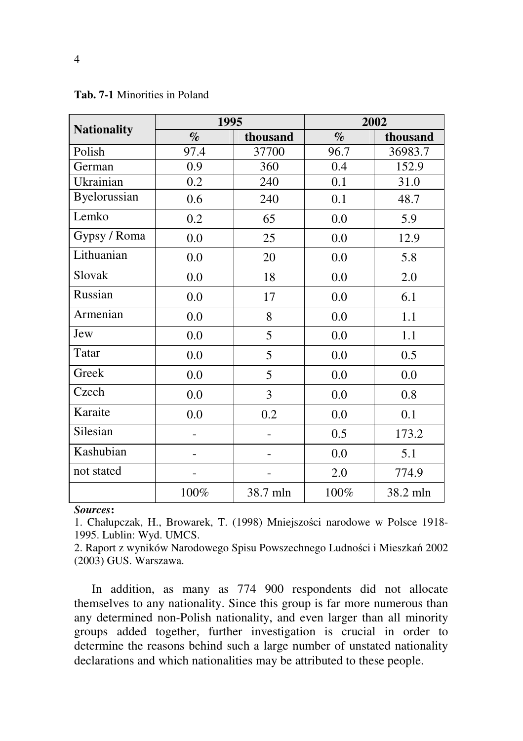**Tab. 7-1** Minorities in Poland

| Nationality | 1995 | | 2002 | |
|---|---|---|---|---|
| | % | thousand | % | thousand |
| Polish | 97.4 | 37700 | 96.7 | 36983.7 |
| German | 0.9 | 360 | 0.4 | 152.9 |
| Ukrainian | 0.2 | 240 | 0.1 | 31.0 |
| Byelorussian | 0.6 | 240 | 0.1 | 48.7 |
| Lemko | 0.2 | 65 | 0.0 | 5.9 |
| Gypsy / Roma | 0.0 | 25 | 0.0 | 12.9 |
| Lithuanian | 0.0 | 20 | 0.0 | 5.8 |
| Slovak | 0.0 | 18 | 0.0 | 2.0 |
| Russian | 0.0 | 17 | 0.0 | 6.1 |
| Armenian | 0.0 | 8 | 0.0 | 1.1 |
| Jew | 0.0 | 5 | 0.0 | 1.1 |
| Tatar | 0.0 | 5 | 0.0 | 0.5 |
| Greek | 0.0 | 5 | 0.0 | 0.0 |
| Czech | 0.0 | 3 | 0.0 | 0.8 |
| Karaite | 0.0 | 0.2 | 0.0 | 0.1 |
| Silesian | - | - | 0.5 | 173.2 |
| Kashubian | - | - | 0.0 | 5.1 |
| not stated | - | - | 2.0 | 774.9 |
| | 100% | 38.7 mln | 100% | 38.2 mln |

***Sources*:**

1. Chałupczak, H., Browarek, T. (1998) Mniejszości narodowe w Polsce 1918-1995. Lublin: Wyd. UMCS.
2. Raport z wyników Narodowego Spisu Powszechnego Ludności i Mieszkań 2002 (2003) GUS. Warszawa.

In addition, as many as 774 900 respondents did not allocate themselves to any nationality. Since this group is far more numerous than any determined non-Polish nationality, and even larger than all minority groups added together, further investigation is crucial in order to determine the reasons behind such a large number of unstated nationality declarations and which nationalities may be attributed to these people.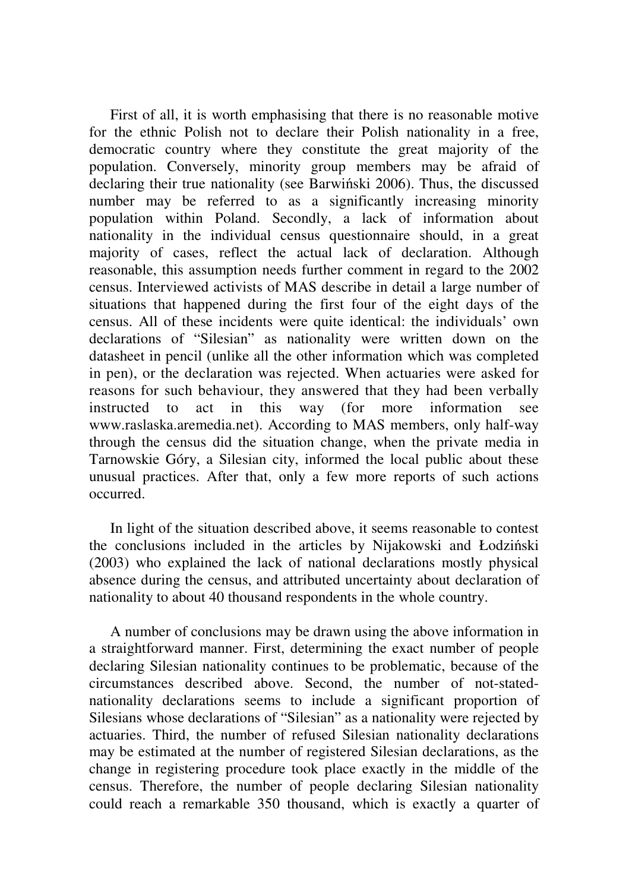First of all, it is worth emphasising that there is no reasonable motive for the ethnic Polish not to declare their Polish nationality in a free, democratic country where they constitute the great majority of the population. Conversely, minority group members may be afraid of declaring their true nationality (see Barwiński 2006). Thus, the discussed number may be referred to as a significantly increasing minority population within Poland. Secondly, a lack of information about nationality in the individual census questionnaire should, in a great majority of cases, reflect the actual lack of declaration. Although reasonable, this assumption needs further comment in regard to the 2002 census. Interviewed activists of MAS describe in detail a large number of situations that happened during the first four of the eight days of the census. All of these incidents were quite identical: the individuals' own declarations of "Silesian" as nationality were written down on the datasheet in pencil (unlike all the other information which was completed in pen), or the declaration was rejected. When actuaries were asked for reasons for such behaviour, they answered that they had been verbally instructed to act in this way (for more information see www.raslaska.aremedia.net). According to MAS members, only half-way through the census did the situation change, when the private media in Tarnowskie Góry, a Silesian city, informed the local public about these unusual practices. After that, only a few more reports of such actions occurred.

In light of the situation described above, it seems reasonable to contest the conclusions included in the articles by Nijakowski and Łodziński (2003) who explained the lack of national declarations mostly physical absence during the census, and attributed uncertainty about declaration of nationality to about 40 thousand respondents in the whole country.

A number of conclusions may be drawn using the above information in a straightforward manner. First, determining the exact number of people declaring Silesian nationality continues to be problematic, because of the circumstances described above. Second, the number of not-stated-nationality declarations seems to include a significant proportion of Silesians whose declarations of "Silesian" as a nationality were rejected by actuaries. Third, the number of refused Silesian nationality declarations may be estimated at the number of registered Silesian declarations, as the change in registering procedure took place exactly in the middle of the census. Therefore, the number of people declaring Silesian nationality could reach a remarkable 350 thousand, which is exactly a quarter of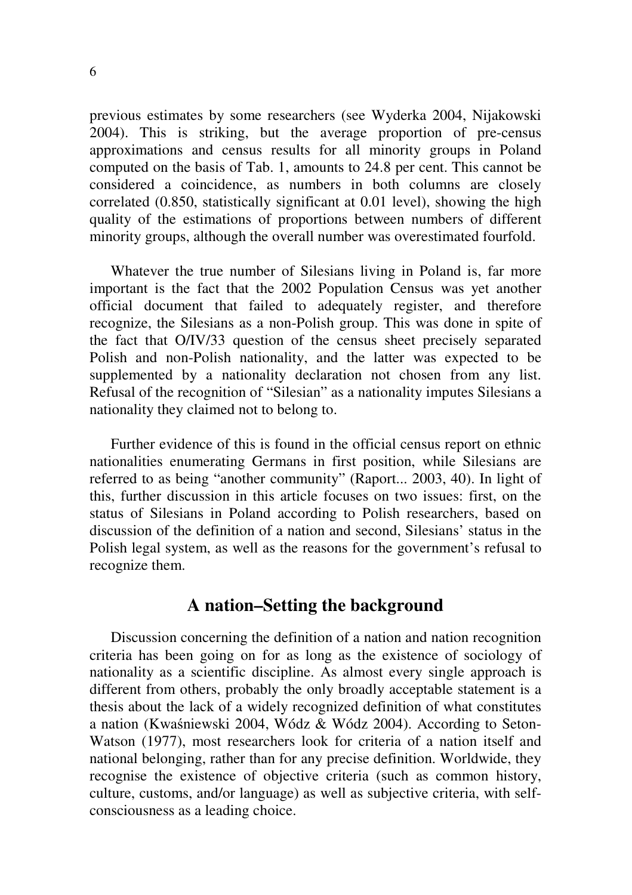previous estimates by some researchers (see Wyderka 2004, Nijakowski 2004). This is striking, but the average proportion of pre-census approximations and census results for all minority groups in Poland computed on the basis of Tab. 1, amounts to 24.8 per cent. This cannot be considered a coincidence, as numbers in both columns are closely correlated (0.850, statistically significant at 0.01 level), showing the high quality of the estimations of proportions between numbers of different minority groups, although the overall number was overestimated fourfold.

Whatever the true number of Silesians living in Poland is, far more important is the fact that the 2002 Population Census was yet another official document that failed to adequately register, and therefore recognize, the Silesians as a non-Polish group. This was done in spite of the fact that O/IV/33 question of the census sheet precisely separated Polish and non-Polish nationality, and the latter was expected to be supplemented by a nationality declaration not chosen from any list. Refusal of the recognition of "Silesian" as a nationality imputes Silesians a nationality they claimed not to belong to.

Further evidence of this is found in the official census report on ethnic nationalities enumerating Germans in first position, while Silesians are referred to as being "another community" (Raport... 2003, 40). In light of this, further discussion in this article focuses on two issues: first, on the status of Silesians in Poland according to Polish researchers, based on discussion of the definition of a nation and second, Silesians' status in the Polish legal system, as well as the reasons for the government's refusal to recognize them.

## A nation–Setting the background

Discussion concerning the definition of a nation and nation recognition criteria has been going on for as long as the existence of sociology of nationality as a scientific discipline. As almost every single approach is different from others, probably the only broadly acceptable statement is a thesis about the lack of a widely recognized definition of what constitutes a nation (Kwaśniewski 2004, Wódz & Wódz 2004). According to Seton-Watson (1977), most researchers look for criteria of a nation itself and national belonging, rather than for any precise definition. Worldwide, they recognise the existence of objective criteria (such as common history, culture, customs, and/or language) as well as subjective criteria, with self-consciousness as a leading choice.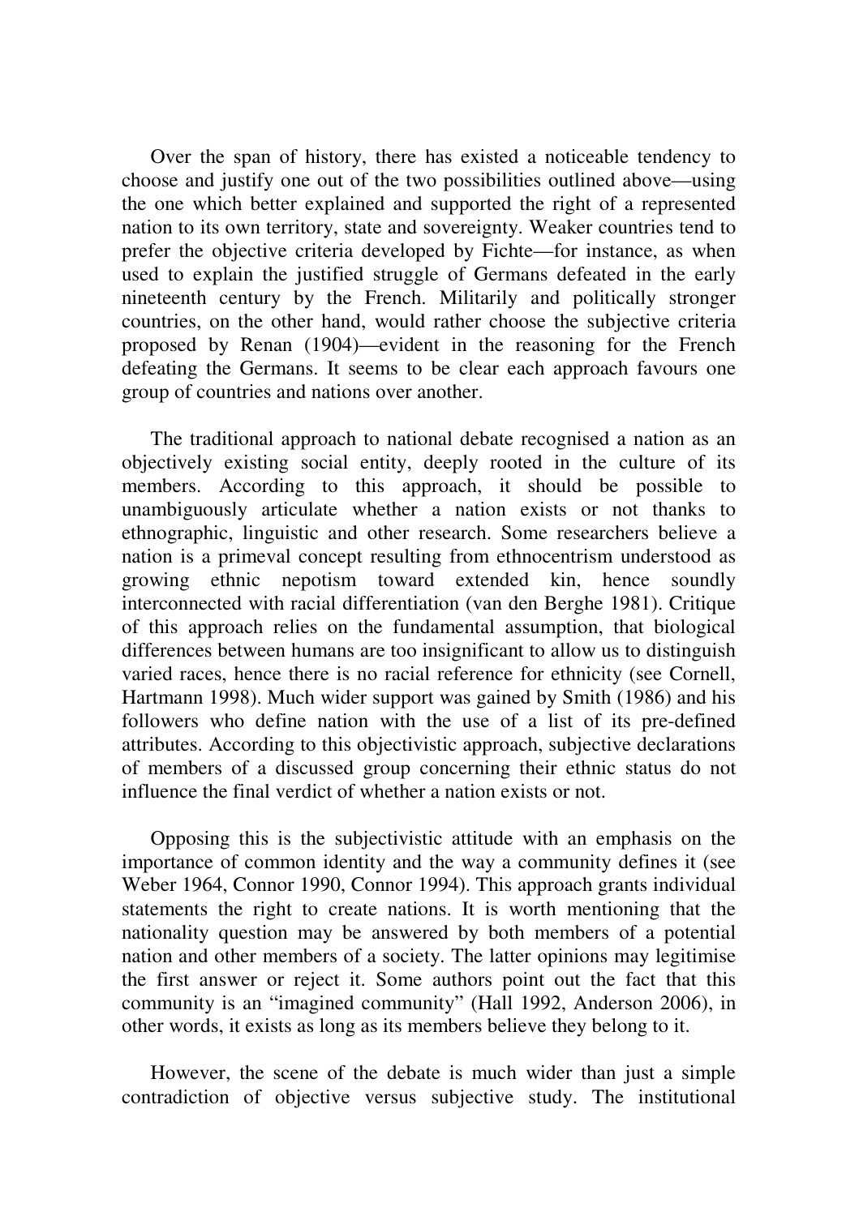Over the span of history, there has existed a noticeable tendency to choose and justify one out of the two possibilities outlined above—using the one which better explained and supported the right of a represented nation to its own territory, state and sovereignty. Weaker countries tend to prefer the objective criteria developed by Fichte—for instance, as when used to explain the justified struggle of Germans defeated in the early nineteenth century by the French. Militarily and politically stronger countries, on the other hand, would rather choose the subjective criteria proposed by Renan (1904)—evident in the reasoning for the French defeating the Germans. It seems to be clear each approach favours one group of countries and nations over another.

The traditional approach to national debate recognised a nation as an objectively existing social entity, deeply rooted in the culture of its members. According to this approach, it should be possible to unambiguously articulate whether a nation exists or not thanks to ethnographic, linguistic and other research. Some researchers believe a nation is a primeval concept resulting from ethnocentrism understood as growing ethnic nepotism toward extended kin, hence soundly interconnected with racial differentiation (van den Berghe 1981). Critique of this approach relies on the fundamental assumption, that biological differences between humans are too insignificant to allow us to distinguish varied races, hence there is no racial reference for ethnicity (see Cornell, Hartmann 1998). Much wider support was gained by Smith (1986) and his followers who define nation with the use of a list of its pre-defined attributes. According to this objectivistic approach, subjective declarations of members of a discussed group concerning their ethnic status do not influence the final verdict of whether a nation exists or not.

Opposing this is the subjectivistic attitude with an emphasis on the importance of common identity and the way a community defines it (see Weber 1964, Connor 1990, Connor 1994). This approach grants individual statements the right to create nations. It is worth mentioning that the nationality question may be answered by both members of a potential nation and other members of a society. The latter opinions may legitimise the first answer or reject it. Some authors point out the fact that this community is an "imagined community" (Hall 1992, Anderson 2006), in other words, it exists as long as its members believe they belong to it.

However, the scene of the debate is much wider than just a simple contradiction of objective versus subjective study. The institutional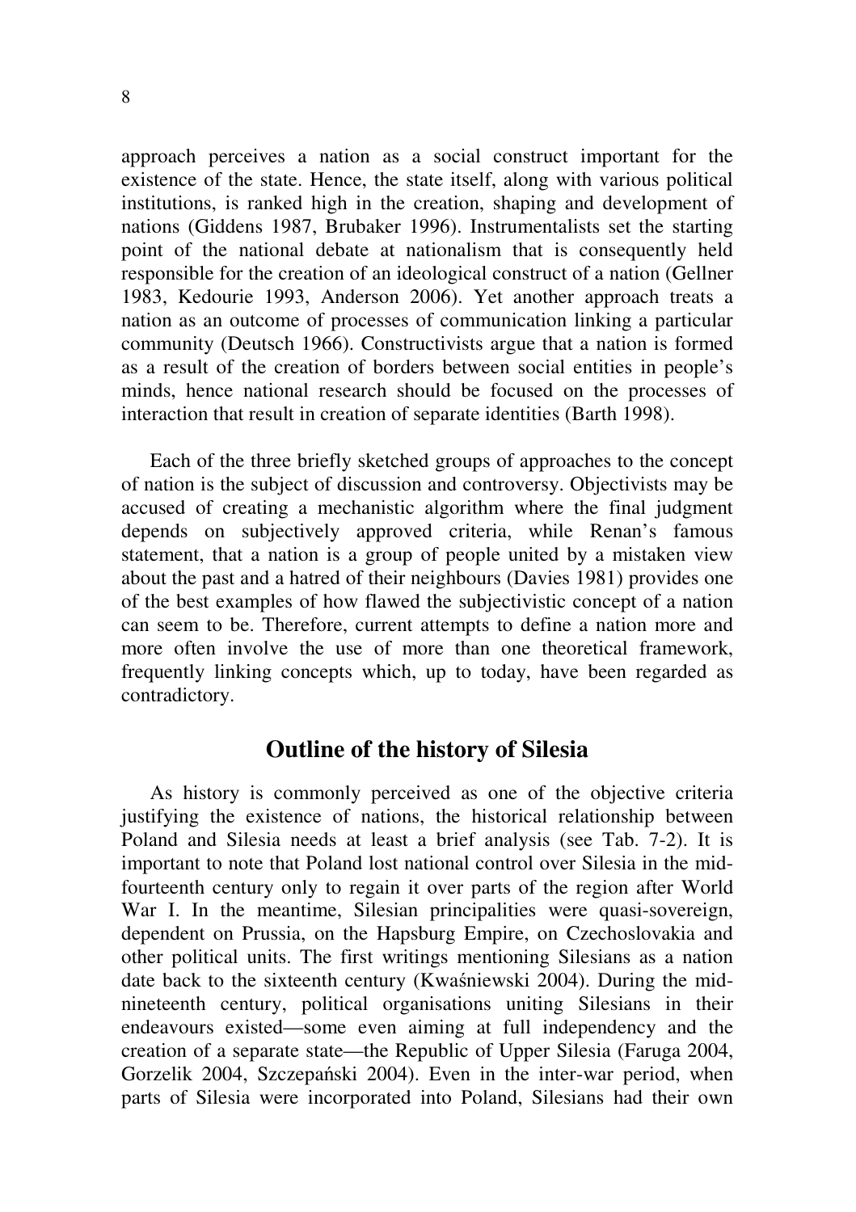approach perceives a nation as a social construct important for the existence of the state. Hence, the state itself, along with various political institutions, is ranked high in the creation, shaping and development of nations (Giddens 1987, Brubaker 1996). Instrumentalists set the starting point of the national debate at nationalism that is consequently held responsible for the creation of an ideological construct of a nation (Gellner 1983, Kedourie 1993, Anderson 2006). Yet another approach treats a nation as an outcome of processes of communication linking a particular community (Deutsch 1966). Constructivists argue that a nation is formed as a result of the creation of borders between social entities in people's minds, hence national research should be focused on the processes of interaction that result in creation of separate identities (Barth 1998).

Each of the three briefly sketched groups of approaches to the concept of nation is the subject of discussion and controversy. Objectivists may be accused of creating a mechanistic algorithm where the final judgment depends on subjectively approved criteria, while Renan's famous statement, that a nation is a group of people united by a mistaken view about the past and a hatred of their neighbours (Davies 1981) provides one of the best examples of how flawed the subjectivistic concept of a nation can seem to be. Therefore, current attempts to define a nation more and more often involve the use of more than one theoretical framework, frequently linking concepts which, up to today, have been regarded as contradictory.

## Outline of the history of Silesia

As history is commonly perceived as one of the objective criteria justifying the existence of nations, the historical relationship between Poland and Silesia needs at least a brief analysis (see Tab. 7-2). It is important to note that Poland lost national control over Silesia in the mid-fourteenth century only to regain it over parts of the region after World War I. In the meantime, Silesian principalities were quasi-sovereign, dependent on Prussia, on the Hapsburg Empire, on Czechoslovakia and other political units. The first writings mentioning Silesians as a nation date back to the sixteenth century (Kwaśniewski 2004). During the mid-nineteenth century, political organisations uniting Silesians in their endeavours existed—some even aiming at full independency and the creation of a separate state—the Republic of Upper Silesia (Faruga 2004, Gorzelik 2004, Szczepański 2004). Even in the inter-war period, when parts of Silesia were incorporated into Poland, Silesians had their own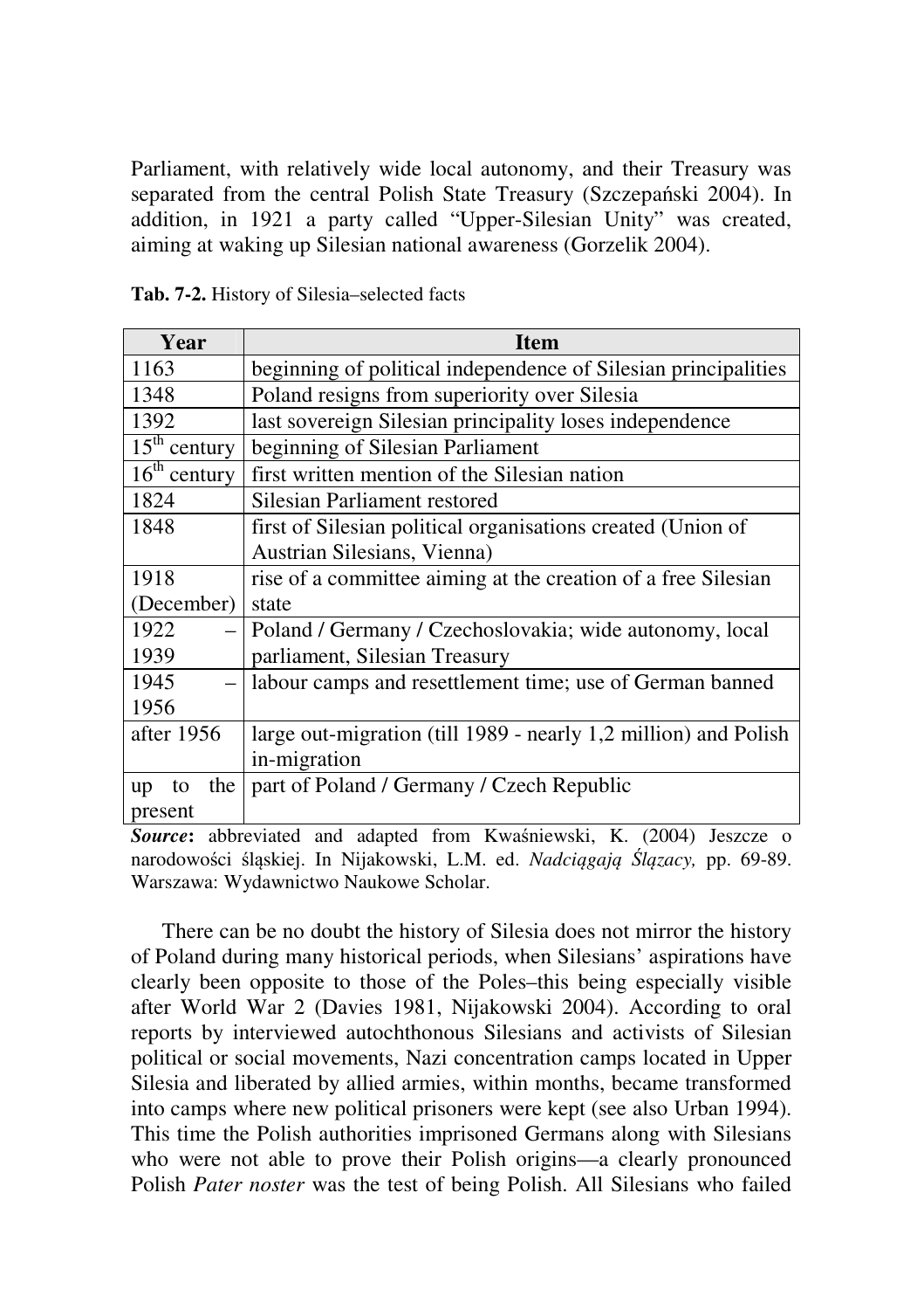Parliament, with relatively wide local autonomy, and their Treasury was separated from the central Polish State Treasury (Szczepański 2004). In addition, in 1921 a party called "Upper-Silesian Unity" was created, aiming at waking up Silesian national awareness (Gorzelik 2004).

**Tab. 7-2.** History of Silesia–selected facts

| Year | Item |
|---|---|
| 1163 | beginning of political independence of Silesian principalities |
| 1348 | Poland resigns from superiority over Silesia |
| 1392 | last sovereign Silesian principality loses independence |
| 15th century | beginning of Silesian Parliament |
| 16th century | first written mention of the Silesian nation |
| 1824 | Silesian Parliament restored |
| 1848 | first of Silesian political organisations created (Union of Austrian Silesians, Vienna) |
| 1918 (December) | rise of a committee aiming at the creation of a free Silesian state |
| 1922 – 1939 | Poland / Germany / Czechoslovakia; wide autonomy, local parliament, Silesian Treasury |
| 1945 – 1956 | labour camps and resettlement time; use of German banned |
| after 1956 | large out-migration (till 1989 - nearly 1,2 million) and Polish in-migration |
| up to the present | part of Poland / Germany / Czech Republic |

***Source*:** abbreviated and adapted from Kwaśniewski, K. (2004) Jeszcze o narodowości śląskiej. In Nijakowski, L.M. ed. *Nadciągają Ślązacy,* pp. 69-89. Warszawa: Wydawnictwo Naukowe Scholar.

There can be no doubt the history of Silesia does not mirror the history of Poland during many historical periods, when Silesians' aspirations have clearly been opposite to those of the Poles–this being especially visible after World War 2 (Davies 1981, Nijakowski 2004). According to oral reports by interviewed autochthonous Silesians and activists of Silesian political or social movements, Nazi concentration camps located in Upper Silesia and liberated by allied armies, within months, became transformed into camps where new political prisoners were kept (see also Urban 1994). This time the Polish authorities imprisoned Germans along with Silesians who were not able to prove their Polish origins—a clearly pronounced Polish *Pater noster* was the test of being Polish. All Silesians who failed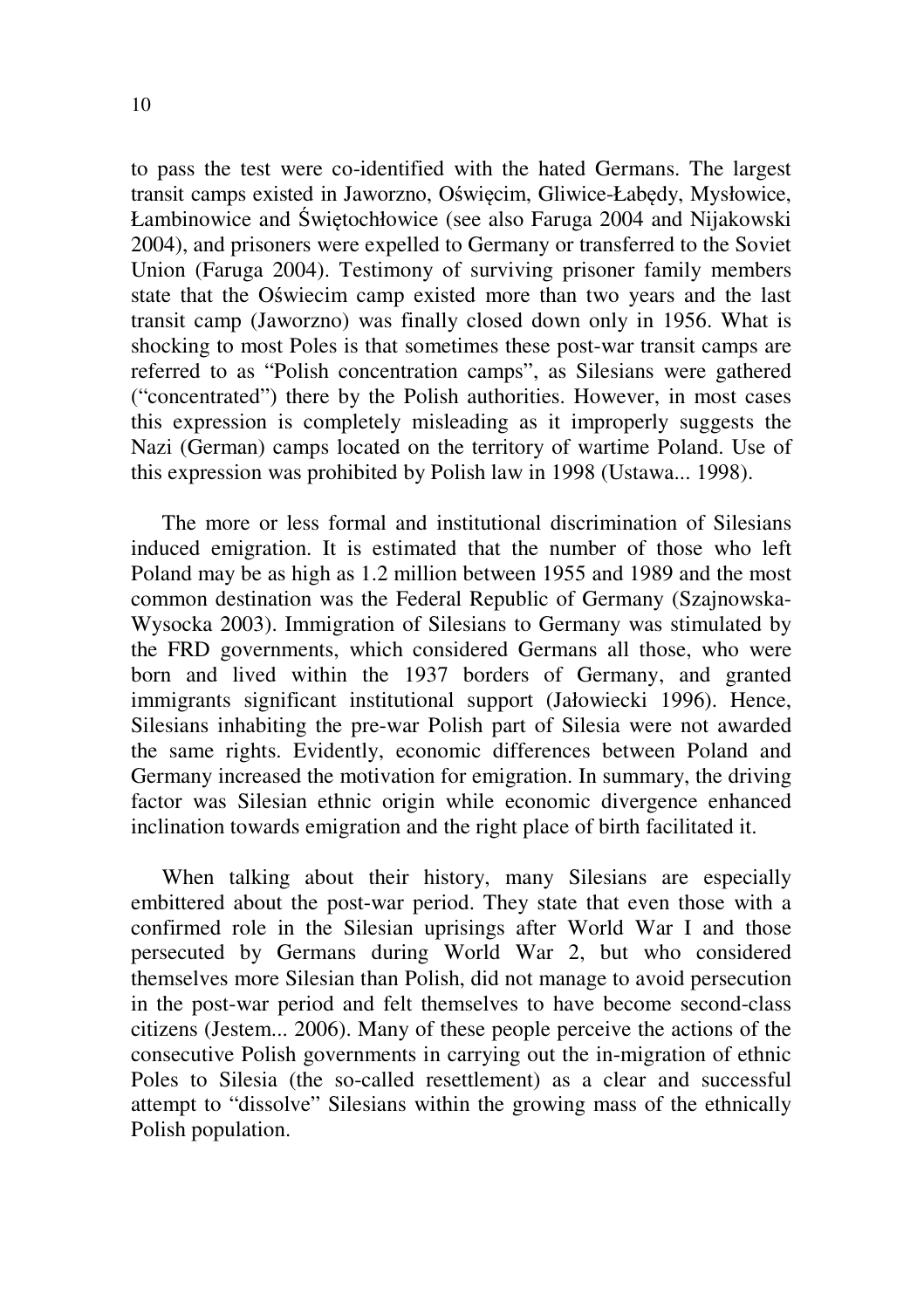to pass the test were co-identified with the hated Germans. The largest transit camps existed in Jaworzno, Oświęcim, Gliwice-Łabędy, Mysłowice, Łambinowice and Świętochłowice (see also Faruga 2004 and Nijakowski 2004), and prisoners were expelled to Germany or transferred to the Soviet Union (Faruga 2004). Testimony of surviving prisoner family members state that the Oświecim camp existed more than two years and the last transit camp (Jaworzno) was finally closed down only in 1956. What is shocking to most Poles is that sometimes these post-war transit camps are referred to as "Polish concentration camps", as Silesians were gathered ("concentrated") there by the Polish authorities. However, in most cases this expression is completely misleading as it improperly suggests the Nazi (German) camps located on the territory of wartime Poland. Use of this expression was prohibited by Polish law in 1998 (Ustawa... 1998).

The more or less formal and institutional discrimination of Silesians induced emigration. It is estimated that the number of those who left Poland may be as high as 1.2 million between 1955 and 1989 and the most common destination was the Federal Republic of Germany (Szajnowska-Wysocka 2003). Immigration of Silesians to Germany was stimulated by the FRD governments, which considered Germans all those, who were born and lived within the 1937 borders of Germany, and granted immigrants significant institutional support (Jałowiecki 1996). Hence, Silesians inhabiting the pre-war Polish part of Silesia were not awarded the same rights. Evidently, economic differences between Poland and Germany increased the motivation for emigration. In summary, the driving factor was Silesian ethnic origin while economic divergence enhanced inclination towards emigration and the right place of birth facilitated it.

When talking about their history, many Silesians are especially embittered about the post-war period. They state that even those with a confirmed role in the Silesian uprisings after World War I and those persecuted by Germans during World War 2, but who considered themselves more Silesian than Polish, did not manage to avoid persecution in the post-war period and felt themselves to have become second-class citizens (Jestem... 2006). Many of these people perceive the actions of the consecutive Polish governments in carrying out the in-migration of ethnic Poles to Silesia (the so-called resettlement) as a clear and successful attempt to "dissolve" Silesians within the growing mass of the ethnically Polish population.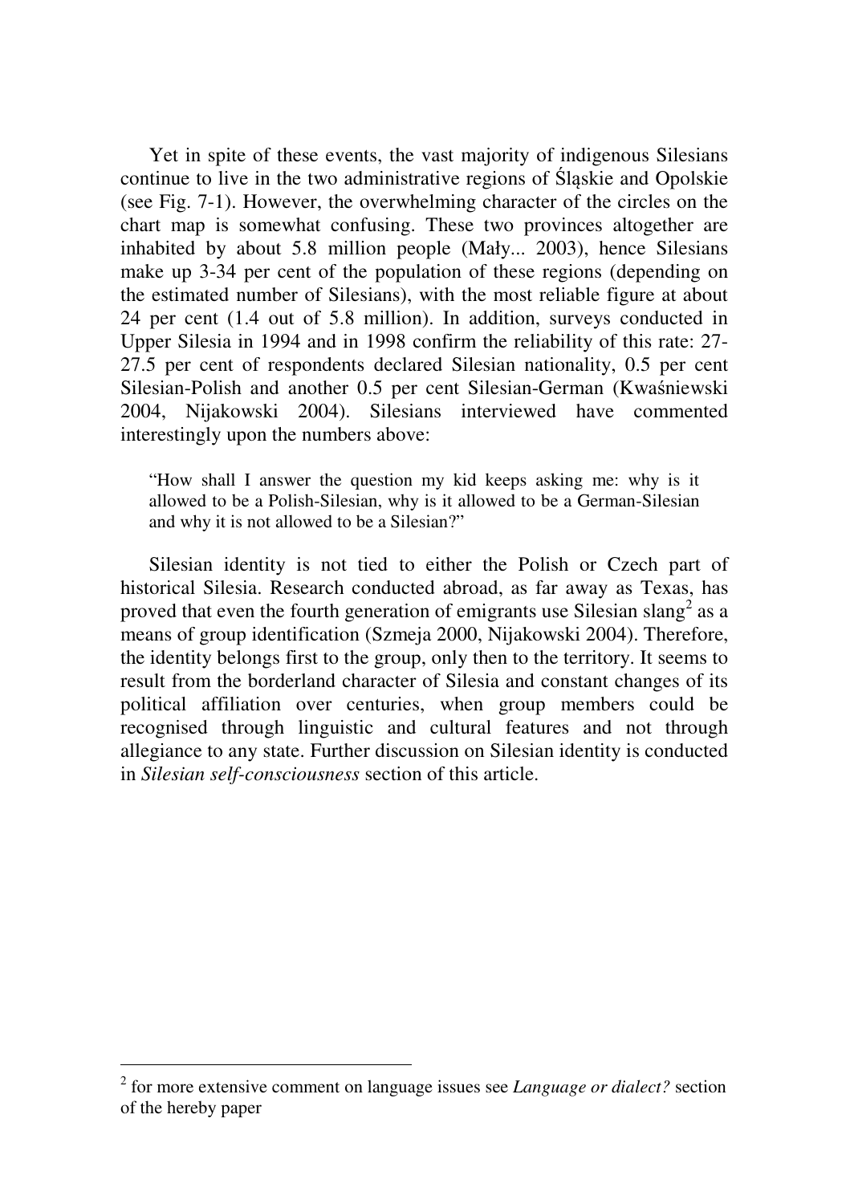Yet in spite of these events, the vast majority of indigenous Silesians continue to live in the two administrative regions of Śląskie and Opolskie (see Fig. 7-1). However, the overwhelming character of the circles on the chart map is somewhat confusing. These two provinces altogether are inhabited by about 5.8 million people (Mały... 2003), hence Silesians make up 3-34 per cent of the population of these regions (depending on the estimated number of Silesians), with the most reliable figure at about 24 per cent (1.4 out of 5.8 million). In addition, surveys conducted in Upper Silesia in 1994 and in 1998 confirm the reliability of this rate: 27-27.5 per cent of respondents declared Silesian nationality, 0.5 per cent Silesian-Polish and another 0.5 per cent Silesian-German (Kwaśniewski 2004, Nijakowski 2004). Silesians interviewed have commented interestingly upon the numbers above:

> "How shall I answer the question my kid keeps asking me: why is it allowed to be a Polish-Silesian, why is it allowed to be a German-Silesian and why it is not allowed to be a Silesian?"

Silesian identity is not tied to either the Polish or Czech part of historical Silesia. Research conducted abroad, as far away as Texas, has proved that even the fourth generation of emigrants use Silesian slang[2] as a means of group identification (Szmeja 2000, Nijakowski 2004). Therefore, the identity belongs first to the group, only then to the territory. It seems to result from the borderland character of Silesia and constant changes of its political affiliation over centuries, when group members could be recognised through linguistic and cultural features and not through allegiance to any state. Further discussion on Silesian identity is conducted in *Silesian self-consciousness* section of this article.

---

[2] for more extensive comment on language issues see *Language or dialect?* section of the hereby paper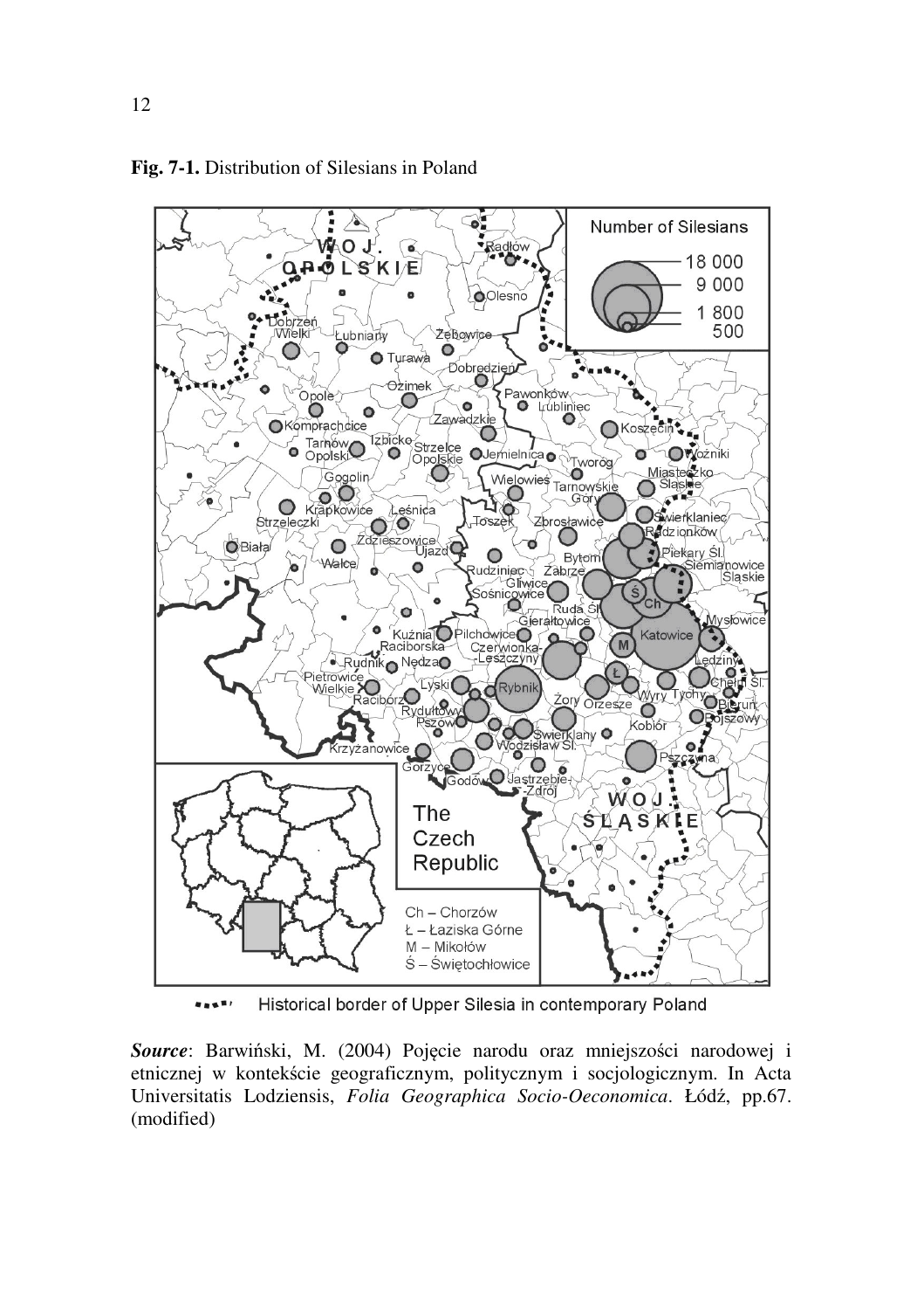**Fig. 7-1.** Distribution of Silesians in Poland

*Source*: Barwiński, M. (2004) Pojęcie narodu oraz mniejszości narodowej i etnicznej w kontekście geograficznym, politycznym i socjologicznym. In Acta Universitatis Lodziensis, *Folia Geographica Socio-Oeconomica*. Łódź, pp.67. (modified)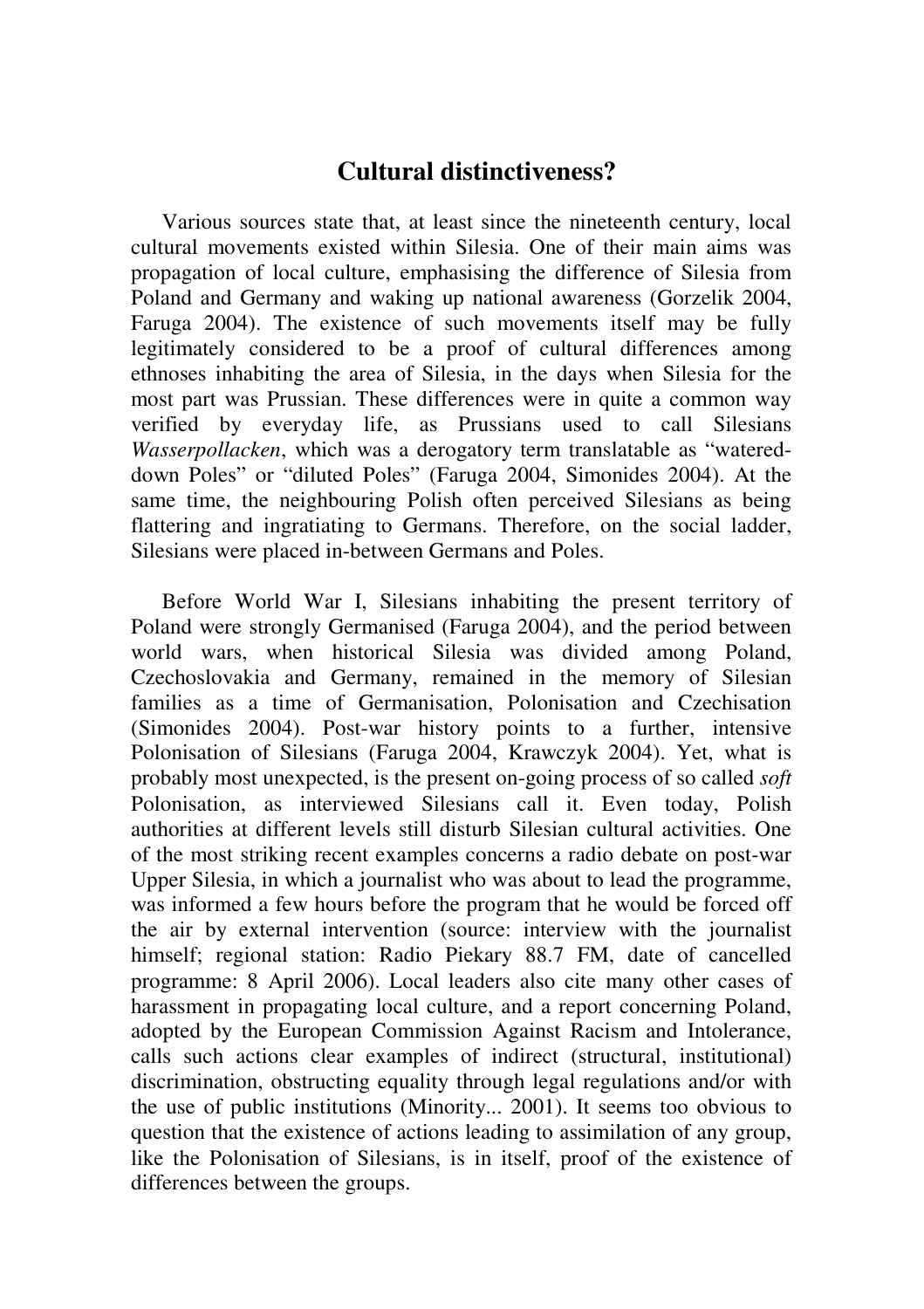## Cultural distinctiveness?

Various sources state that, at least since the nineteenth century, local cultural movements existed within Silesia. One of their main aims was propagation of local culture, emphasising the difference of Silesia from Poland and Germany and waking up national awareness (Gorzelik 2004, Faruga 2004). The existence of such movements itself may be fully legitimately considered to be a proof of cultural differences among ethnoses inhabiting the area of Silesia, in the days when Silesia for the most part was Prussian. These differences were in quite a common way verified by everyday life, as Prussians used to call Silesians *Wasserpollacken*, which was a derogatory term translatable as "watered-down Poles" or "diluted Poles" (Faruga 2004, Simonides 2004). At the same time, the neighbouring Polish often perceived Silesians as being flattering and ingratiating to Germans. Therefore, on the social ladder, Silesians were placed in-between Germans and Poles.

Before World War I, Silesians inhabiting the present territory of Poland were strongly Germanised (Faruga 2004), and the period between world wars, when historical Silesia was divided among Poland, Czechoslovakia and Germany, remained in the memory of Silesian families as a time of Germanisation, Polonisation and Czechisation (Simonides 2004). Post-war history points to a further, intensive Polonisation of Silesians (Faruga 2004, Krawczyk 2004). Yet, what is probably most unexpected, is the present on-going process of so called *soft* Polonisation, as interviewed Silesians call it. Even today, Polish authorities at different levels still disturb Silesian cultural activities. One of the most striking recent examples concerns a radio debate on post-war Upper Silesia, in which a journalist who was about to lead the programme, was informed a few hours before the program that he would be forced off the air by external intervention (source: interview with the journalist himself; regional station: Radio Piekary 88.7 FM, date of cancelled programme: 8 April 2006). Local leaders also cite many other cases of harassment in propagating local culture, and a report concerning Poland, adopted by the European Commission Against Racism and Intolerance, calls such actions clear examples of indirect (structural, institutional) discrimination, obstructing equality through legal regulations and/or with the use of public institutions (Minority... 2001). It seems too obvious to question that the existence of actions leading to assimilation of any group, like the Polonisation of Silesians, is in itself, proof of the existence of differences between the groups.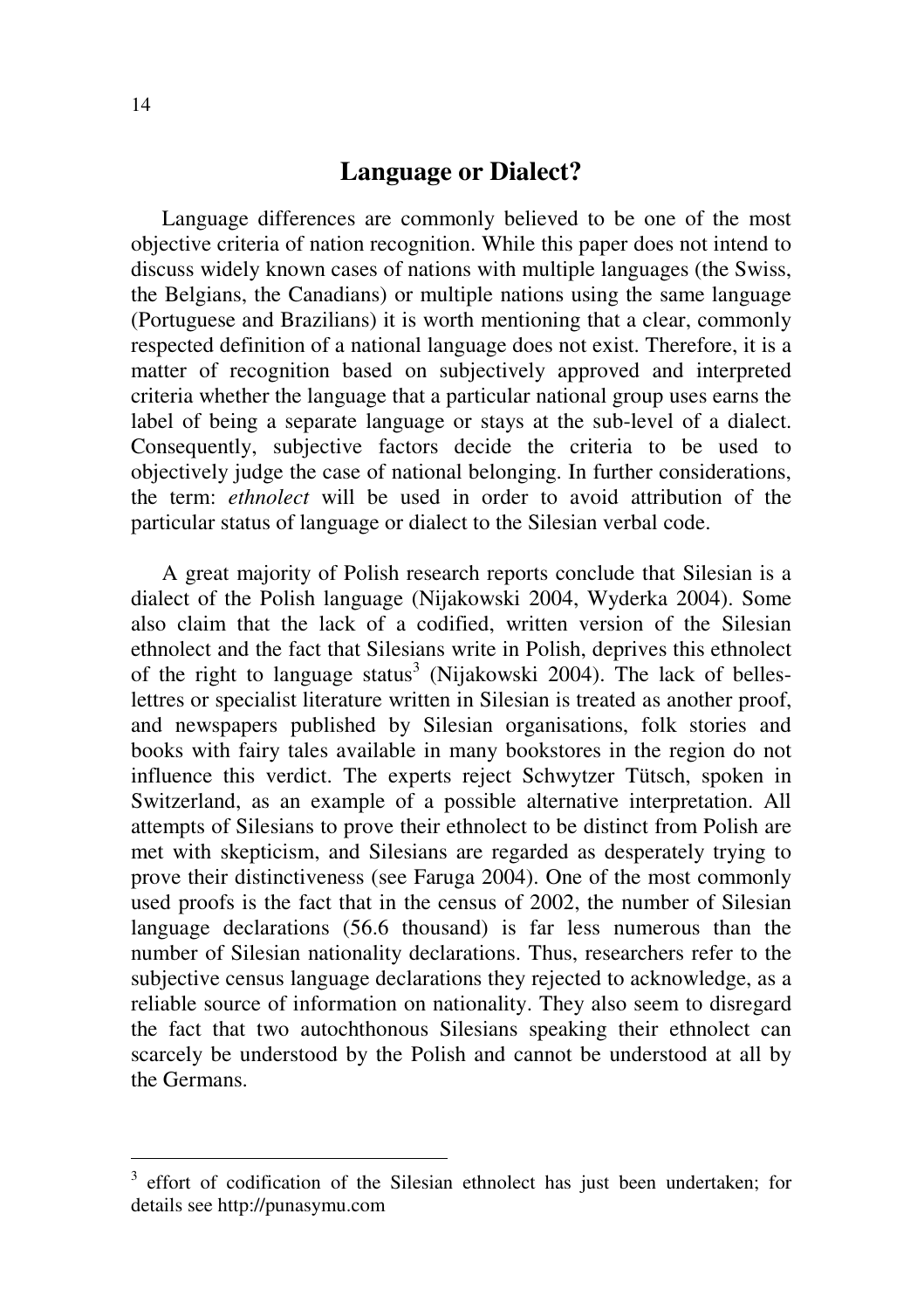## Language or Dialect?

Language differences are commonly believed to be one of the most objective criteria of nation recognition. While this paper does not intend to discuss widely known cases of nations with multiple languages (the Swiss, the Belgians, the Canadians) or multiple nations using the same language (Portuguese and Brazilians) it is worth mentioning that a clear, commonly respected definition of a national language does not exist. Therefore, it is a matter of recognition based on subjectively approved and interpreted criteria whether the language that a particular national group uses earns the label of being a separate language or stays at the sub-level of a dialect. Consequently, subjective factors decide the criteria to be used to objectively judge the case of national belonging. In further considerations, the term: *ethnolect* will be used in order to avoid attribution of the particular status of language or dialect to the Silesian verbal code.

A great majority of Polish research reports conclude that Silesian is a dialect of the Polish language (Nijakowski 2004, Wyderka 2004). Some also claim that the lack of a codified, written version of the Silesian ethnolect and the fact that Silesians write in Polish, deprives this ethnolect of the right to language status[3] (Nijakowski 2004). The lack of belles-lettres or specialist literature written in Silesian is treated as another proof, and newspapers published by Silesian organisations, folk stories and books with fairy tales available in many bookstores in the region do not influence this verdict. The experts reject Schwytzer Tütsch, spoken in Switzerland, as an example of a possible alternative interpretation. All attempts of Silesians to prove their ethnolect to be distinct from Polish are met with skepticism, and Silesians are regarded as desperately trying to prove their distinctiveness (see Faruga 2004). One of the most commonly used proofs is the fact that in the census of 2002, the number of Silesian language declarations (56.6 thousand) is far less numerous than the number of Silesian nationality declarations. Thus, researchers refer to the subjective census language declarations they rejected to acknowledge, as a reliable source of information on nationality. They also seem to disregard the fact that two autochthonous Silesians speaking their ethnolect can scarcely be understood by the Polish and cannot be understood at all by the Germans.

---

[3] effort of codification of the Silesian ethnolect has just been undertaken; for details see http://punasymu.com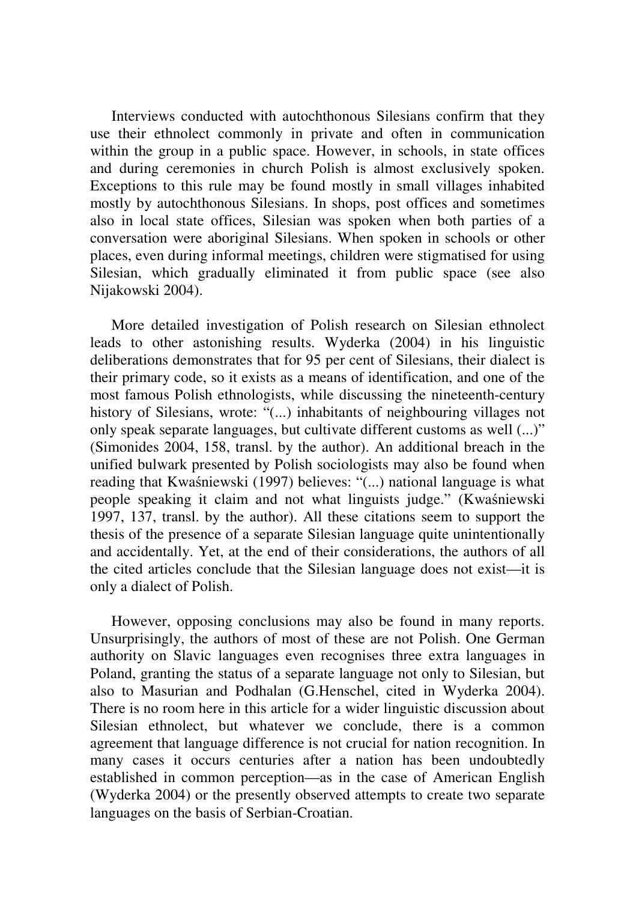Interviews conducted with autochthonous Silesians confirm that they use their ethnolect commonly in private and often in communication within the group in a public space. However, in schools, in state offices and during ceremonies in church Polish is almost exclusively spoken. Exceptions to this rule may be found mostly in small villages inhabited mostly by autochthonous Silesians. In shops, post offices and sometimes also in local state offices, Silesian was spoken when both parties of a conversation were aboriginal Silesians. When spoken in schools or other places, even during informal meetings, children were stigmatised for using Silesian, which gradually eliminated it from public space (see also Nijakowski 2004).

More detailed investigation of Polish research on Silesian ethnolect leads to other astonishing results. Wyderka (2004) in his linguistic deliberations demonstrates that for 95 per cent of Silesians, their dialect is their primary code, so it exists as a means of identification, and one of the most famous Polish ethnologists, while discussing the nineteenth-century history of Silesians, wrote: "(...) inhabitants of neighbouring villages not only speak separate languages, but cultivate different customs as well (...)" (Simonides 2004, 158, transl. by the author). An additional breach in the unified bulwark presented by Polish sociologists may also be found when reading that Kwaśniewski (1997) believes: "(...) national language is what people speaking it claim and not what linguists judge." (Kwaśniewski 1997, 137, transl. by the author). All these citations seem to support the thesis of the presence of a separate Silesian language quite unintentionally and accidentally. Yet, at the end of their considerations, the authors of all the cited articles conclude that the Silesian language does not exist—it is only a dialect of Polish.

However, opposing conclusions may also be found in many reports. Unsurprisingly, the authors of most of these are not Polish. One German authority on Slavic languages even recognises three extra languages in Poland, granting the status of a separate language not only to Silesian, but also to Masurian and Podhalan (G.Henschel, cited in Wyderka 2004). There is no room here in this article for a wider linguistic discussion about Silesian ethnolect, but whatever we conclude, there is a common agreement that language difference is not crucial for nation recognition. In many cases it occurs centuries after a nation has been undoubtedly established in common perception—as in the case of American English (Wyderka 2004) or the presently observed attempts to create two separate languages on the basis of Serbian-Croatian.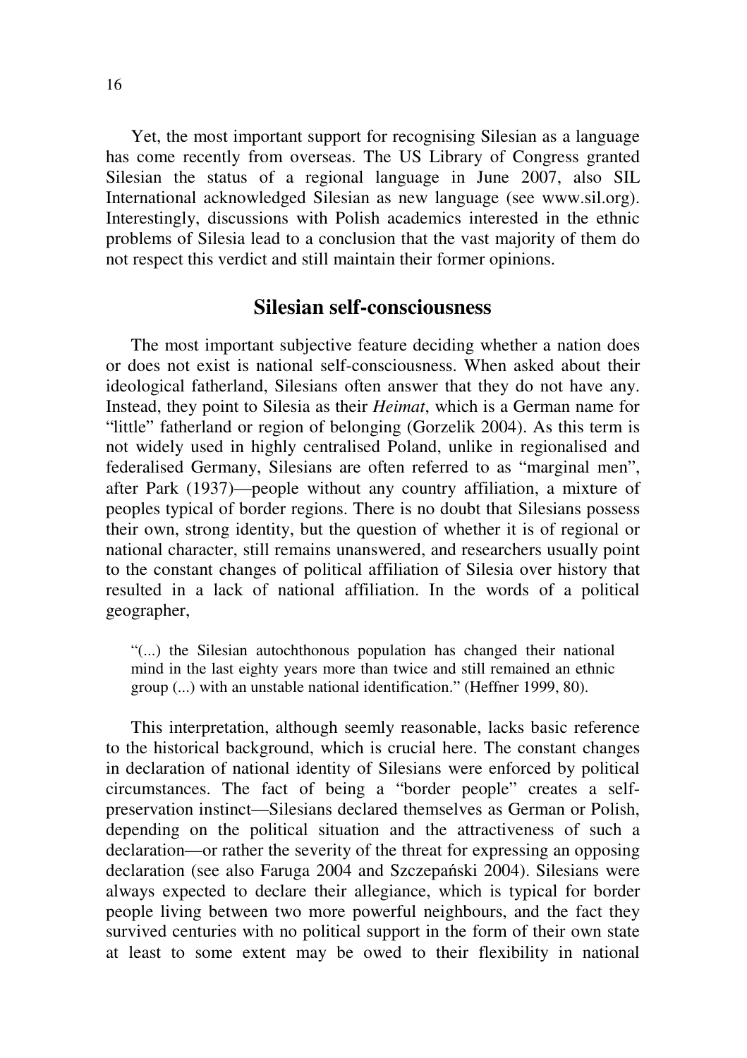Yet, the most important support for recognising Silesian as a language has come recently from overseas. The US Library of Congress granted Silesian the status of a regional language in June 2007, also SIL International acknowledged Silesian as new language (see www.sil.org). Interestingly, discussions with Polish academics interested in the ethnic problems of Silesia lead to a conclusion that the vast majority of them do not respect this verdict and still maintain their former opinions.

## Silesian self-consciousness

The most important subjective feature deciding whether a nation does or does not exist is national self-consciousness. When asked about their ideological fatherland, Silesians often answer that they do not have any. Instead, they point to Silesia as their *Heimat*, which is a German name for "little" fatherland or region of belonging (Gorzelik 2004). As this term is not widely used in highly centralised Poland, unlike in regionalised and federalised Germany, Silesians are often referred to as "marginal men", after Park (1937)—people without any country affiliation, a mixture of peoples typical of border regions. There is no doubt that Silesians possess their own, strong identity, but the question of whether it is of regional or national character, still remains unanswered, and researchers usually point to the constant changes of political affiliation of Silesia over history that resulted in a lack of national affiliation. In the words of a political geographer,

> "(...) the Silesian autochthonous population has changed their national mind in the last eighty years more than twice and still remained an ethnic group (...) with an unstable national identification." (Heffner 1999, 80).

This interpretation, although seemly reasonable, lacks basic reference to the historical background, which is crucial here. The constant changes in declaration of national identity of Silesians were enforced by political circumstances. The fact of being a "border people" creates a self-preservation instinct—Silesians declared themselves as German or Polish, depending on the political situation and the attractiveness of such a declaration—or rather the severity of the threat for expressing an opposing declaration (see also Faruga 2004 and Szczepański 2004). Silesians were always expected to declare their allegiance, which is typical for border people living between two more powerful neighbours, and the fact they survived centuries with no political support in the form of their own state at least to some extent may be owed to their flexibility in national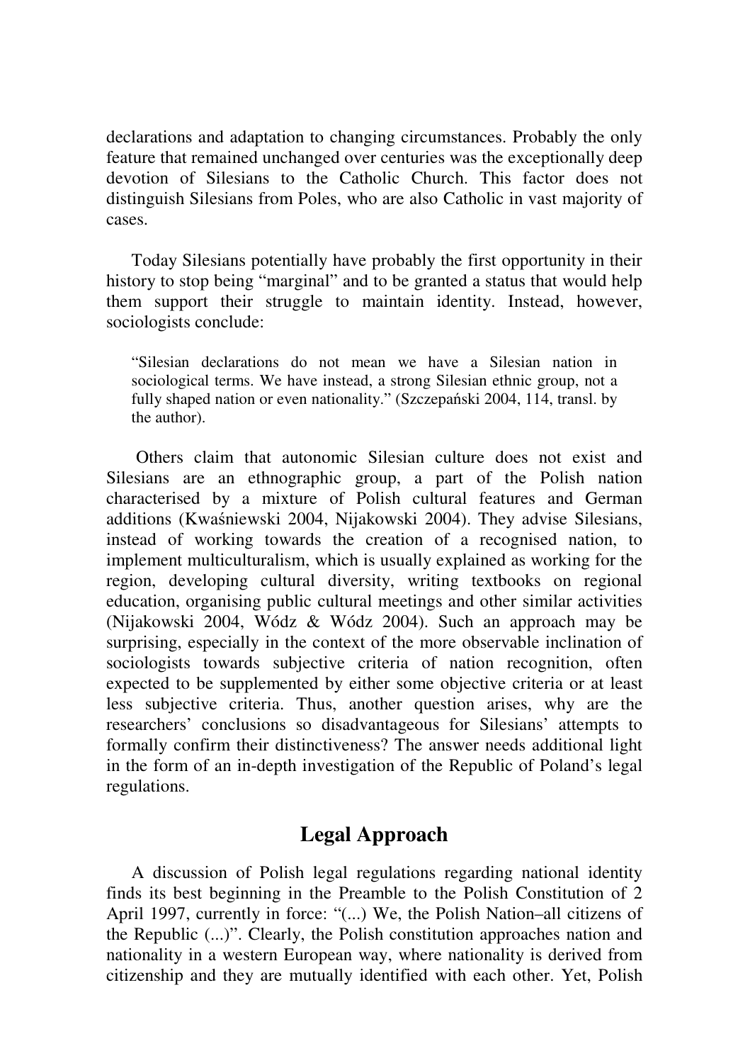declarations and adaptation to changing circumstances. Probably the only feature that remained unchanged over centuries was the exceptionally deep devotion of Silesians to the Catholic Church. This factor does not distinguish Silesians from Poles, who are also Catholic in vast majority of cases.

Today Silesians potentially have probably the first opportunity in their history to stop being "marginal" and to be granted a status that would help them support their struggle to maintain identity. Instead, however, sociologists conclude:

> "Silesian declarations do not mean we have a Silesian nation in sociological terms. We have instead, a strong Silesian ethnic group, not a fully shaped nation or even nationality." (Szczepański 2004, 114, transl. by the author).

Others claim that autonomic Silesian culture does not exist and Silesians are an ethnographic group, a part of the Polish nation characterised by a mixture of Polish cultural features and German additions (Kwaśniewski 2004, Nijakowski 2004). They advise Silesians, instead of working towards the creation of a recognised nation, to implement multiculturalism, which is usually explained as working for the region, developing cultural diversity, writing textbooks on regional education, organising public cultural meetings and other similar activities (Nijakowski 2004, Wódz & Wódz 2004). Such an approach may be surprising, especially in the context of the more observable inclination of sociologists towards subjective criteria of nation recognition, often expected to be supplemented by either some objective criteria or at least less subjective criteria. Thus, another question arises, why are the researchers' conclusions so disadvantageous for Silesians' attempts to formally confirm their distinctiveness? The answer needs additional light in the form of an in-depth investigation of the Republic of Poland's legal regulations.

## Legal Approach

A discussion of Polish legal regulations regarding national identity finds its best beginning in the Preamble to the Polish Constitution of 2 April 1997, currently in force: "(...) We, the Polish Nation–all citizens of the Republic (...)". Clearly, the Polish constitution approaches nation and nationality in a western European way, where nationality is derived from citizenship and they are mutually identified with each other. Yet, Polish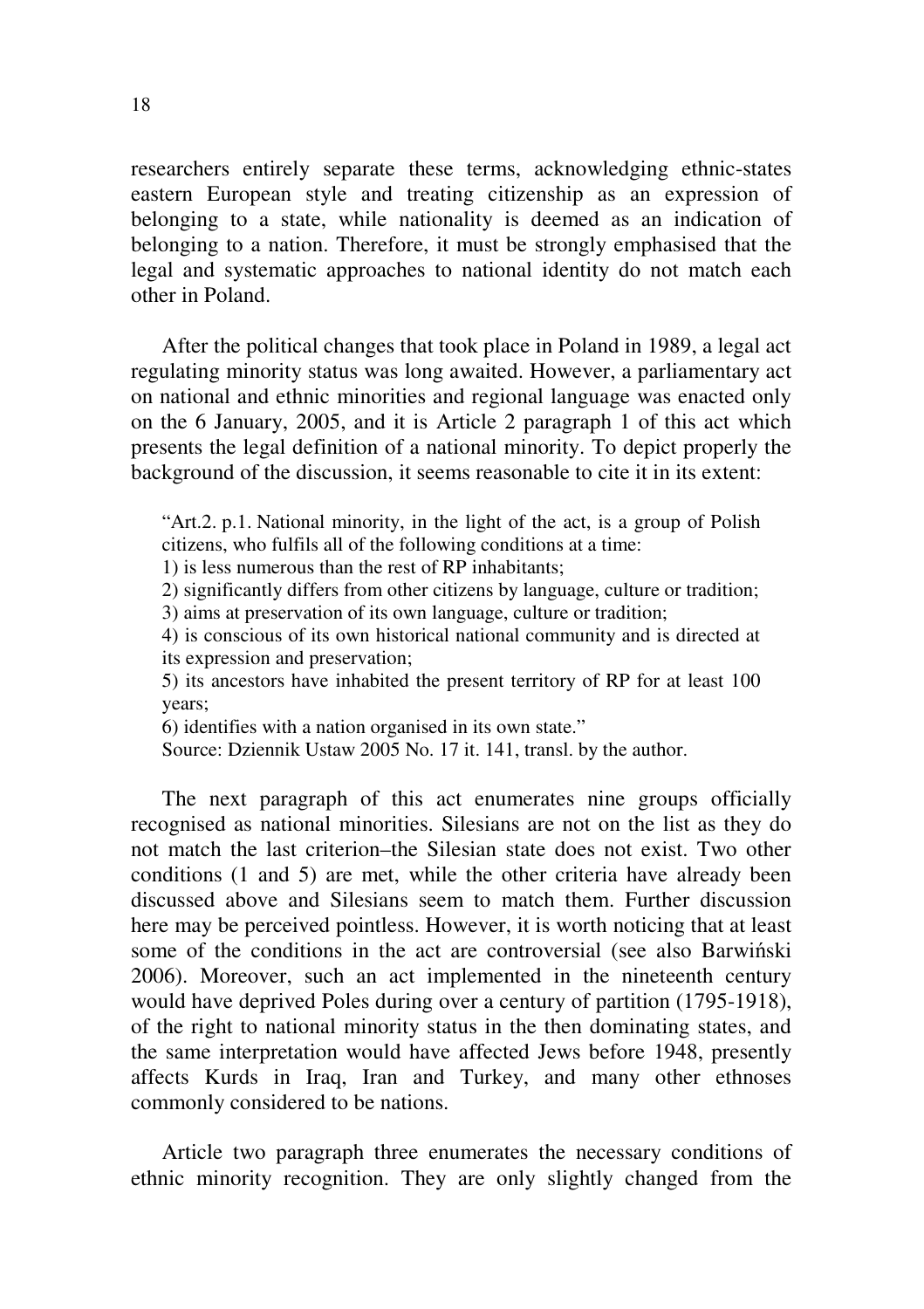researchers entirely separate these terms, acknowledging ethnic-states eastern European style and treating citizenship as an expression of belonging to a state, while nationality is deemed as an indication of belonging to a nation. Therefore, it must be strongly emphasised that the legal and systematic approaches to national identity do not match each other in Poland.

After the political changes that took place in Poland in 1989, a legal act regulating minority status was long awaited. However, a parliamentary act on national and ethnic minorities and regional language was enacted only on the 6 January, 2005, and it is Article 2 paragraph 1 of this act which presents the legal definition of a national minority. To depict properly the background of the discussion, it seems reasonable to cite it in its extent:

> "Art.2. p.1. National minority, in the light of the act, is a group of Polish citizens, who fulfils all of the following conditions at a time:
> 1) is less numerous than the rest of RP inhabitants;
> 2) significantly differs from other citizens by language, culture or tradition;
> 3) aims at preservation of its own language, culture or tradition;
> 4) is conscious of its own historical national community and is directed at its expression and preservation;
> 5) its ancestors have inhabited the present territory of RP for at least 100 years;
> 6) identifies with a nation organised in its own state."
> Source: Dziennik Ustaw 2005 No. 17 it. 141, transl. by the author.

The next paragraph of this act enumerates nine groups officially recognised as national minorities. Silesians are not on the list as they do not match the last criterion–the Silesian state does not exist. Two other conditions (1 and 5) are met, while the other criteria have already been discussed above and Silesians seem to match them. Further discussion here may be perceived pointless. However, it is worth noticing that at least some of the conditions in the act are controversial (see also Barwiński 2006). Moreover, such an act implemented in the nineteenth century would have deprived Poles during over a century of partition (1795-1918), of the right to national minority status in the then dominating states, and the same interpretation would have affected Jews before 1948, presently affects Kurds in Iraq, Iran and Turkey, and many other ethnoses commonly considered to be nations.

Article two paragraph three enumerates the necessary conditions of ethnic minority recognition. They are only slightly changed from the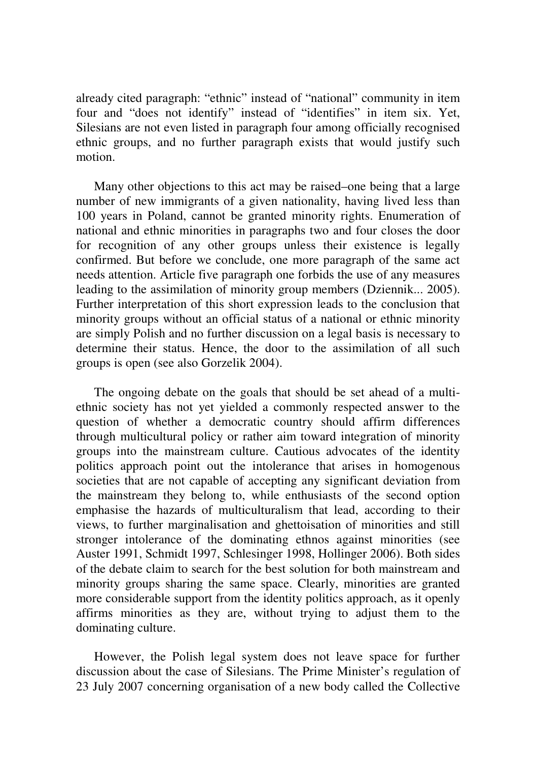already cited paragraph: "ethnic" instead of "national" community in item four and "does not identify" instead of "identifies" in item six. Yet, Silesians are not even listed in paragraph four among officially recognised ethnic groups, and no further paragraph exists that would justify such motion.

Many other objections to this act may be raised–one being that a large number of new immigrants of a given nationality, having lived less than 100 years in Poland, cannot be granted minority rights. Enumeration of national and ethnic minorities in paragraphs two and four closes the door for recognition of any other groups unless their existence is legally confirmed. But before we conclude, one more paragraph of the same act needs attention. Article five paragraph one forbids the use of any measures leading to the assimilation of minority group members (Dziennik... 2005). Further interpretation of this short expression leads to the conclusion that minority groups without an official status of a national or ethnic minority are simply Polish and no further discussion on a legal basis is necessary to determine their status. Hence, the door to the assimilation of all such groups is open (see also Gorzelik 2004).

The ongoing debate on the goals that should be set ahead of a multi-ethnic society has not yet yielded a commonly respected answer to the question of whether a democratic country should affirm differences through multicultural policy or rather aim toward integration of minority groups into the mainstream culture. Cautious advocates of the identity politics approach point out the intolerance that arises in homogenous societies that are not capable of accepting any significant deviation from the mainstream they belong to, while enthusiasts of the second option emphasise the hazards of multiculturalism that lead, according to their views, to further marginalisation and ghettoisation of minorities and still stronger intolerance of the dominating ethnos against minorities (see Auster 1991, Schmidt 1997, Schlesinger 1998, Hollinger 2006). Both sides of the debate claim to search for the best solution for both mainstream and minority groups sharing the same space. Clearly, minorities are granted more considerable support from the identity politics approach, as it openly affirms minorities as they are, without trying to adjust them to the dominating culture.

However, the Polish legal system does not leave space for further discussion about the case of Silesians. The Prime Minister's regulation of 23 July 2007 concerning organisation of a new body called the Collective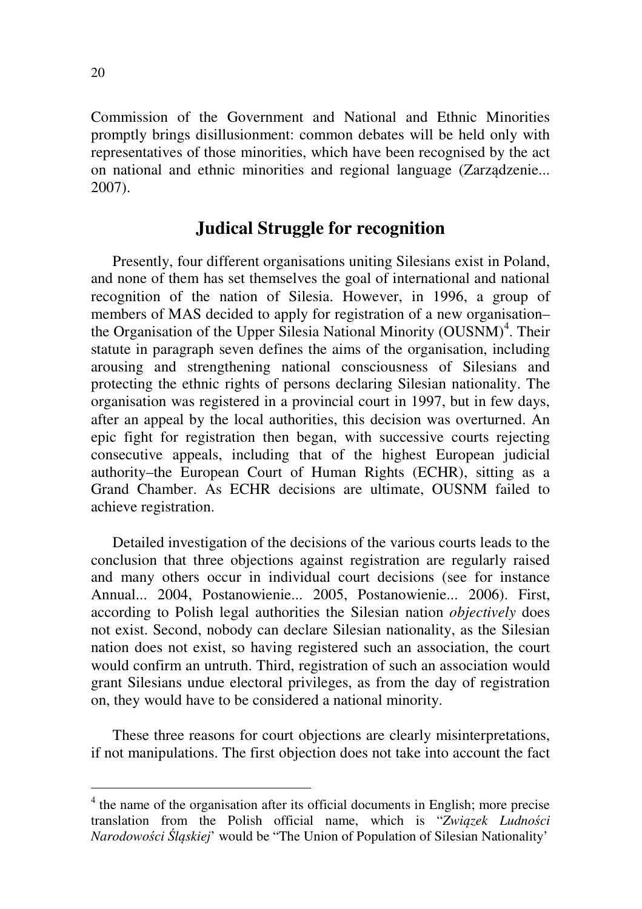Commission of the Government and National and Ethnic Minorities promptly brings disillusionment: common debates will be held only with representatives of those minorities, which have been recognised by the act on national and ethnic minorities and regional language (Zarządzenie... 2007).

## Judical Struggle for recognition

Presently, four different organisations uniting Silesians exist in Poland, and none of them has set themselves the goal of international and national recognition of the nation of Silesia. However, in 1996, a group of members of MAS decided to apply for registration of a new organisation– the Organisation of the Upper Silesia National Minority (OUSNM)[4]. Their statute in paragraph seven defines the aims of the organisation, including arousing and strengthening national consciousness of Silesians and protecting the ethnic rights of persons declaring Silesian nationality. The organisation was registered in a provincial court in 1997, but in few days, after an appeal by the local authorities, this decision was overturned. An epic fight for registration then began, with successive courts rejecting consecutive appeals, including that of the highest European judicial authority–the European Court of Human Rights (ECHR), sitting as a Grand Chamber. As ECHR decisions are ultimate, OUSNM failed to achieve registration.

Detailed investigation of the decisions of the various courts leads to the conclusion that three objections against registration are regularly raised and many others occur in individual court decisions (see for instance Annual... 2004, Postanowienie... 2005, Postanowienie... 2006). First, according to Polish legal authorities the Silesian nation *objectively* does not exist. Second, nobody can declare Silesian nationality, as the Silesian nation does not exist, so having registered such an association, the court would confirm an untruth. Third, registration of such an association would grant Silesians undue electoral privileges, as from the day of registration on, they would have to be considered a national minority.

These three reasons for court objections are clearly misinterpretations, if not manipulations. The first objection does not take into account the fact

[4] the name of the organisation after its official documents in English; more precise translation from the Polish official name, which is "*Związek Ludności Narodowości Śląskiej*' would be "The Union of Population of Silesian Nationality'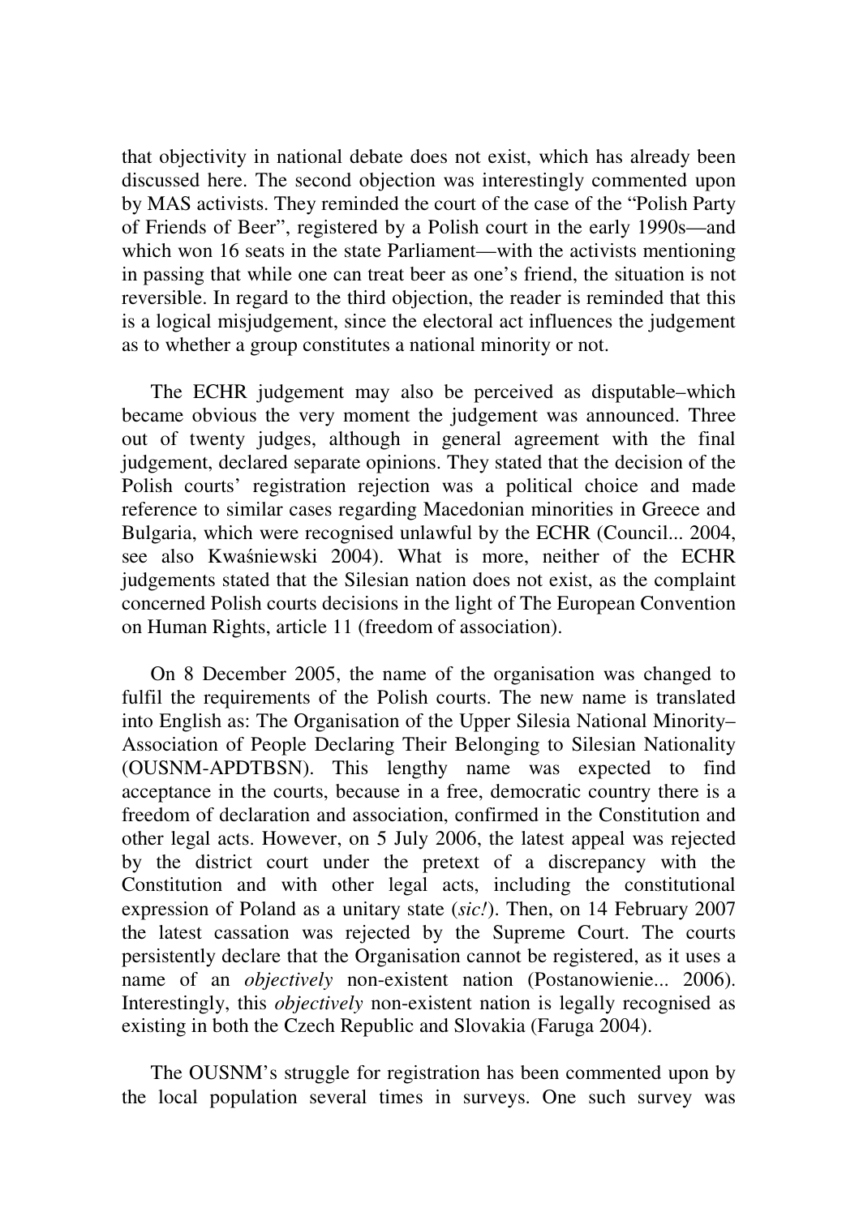that objectivity in national debate does not exist, which has already been discussed here. The second objection was interestingly commented upon by MAS activists. They reminded the court of the case of the "Polish Party of Friends of Beer", registered by a Polish court in the early 1990s—and which won 16 seats in the state Parliament—with the activists mentioning in passing that while one can treat beer as one's friend, the situation is not reversible. In regard to the third objection, the reader is reminded that this is a logical misjudgement, since the electoral act influences the judgement as to whether a group constitutes a national minority or not.

The ECHR judgement may also be perceived as disputable–which became obvious the very moment the judgement was announced. Three out of twenty judges, although in general agreement with the final judgement, declared separate opinions. They stated that the decision of the Polish courts' registration rejection was a political choice and made reference to similar cases regarding Macedonian minorities in Greece and Bulgaria, which were recognised unlawful by the ECHR (Council... 2004, see also Kwaśniewski 2004). What is more, neither of the ECHR judgements stated that the Silesian nation does not exist, as the complaint concerned Polish courts decisions in the light of The European Convention on Human Rights, article 11 (freedom of association).

On 8 December 2005, the name of the organisation was changed to fulfil the requirements of the Polish courts. The new name is translated into English as: The Organisation of the Upper Silesia National Minority–Association of People Declaring Their Belonging to Silesian Nationality (OUSNM-APDTBSN). This lengthy name was expected to find acceptance in the courts, because in a free, democratic country there is a freedom of declaration and association, confirmed in the Constitution and other legal acts. However, on 5 July 2006, the latest appeal was rejected by the district court under the pretext of a discrepancy with the Constitution and with other legal acts, including the constitutional expression of Poland as a unitary state (*sic!*). Then, on 14 February 2007 the latest cassation was rejected by the Supreme Court. The courts persistently declare that the Organisation cannot be registered, as it uses a name of an *objectively* non-existent nation (Postanowienie... 2006). Interestingly, this *objectively* non-existent nation is legally recognised as existing in both the Czech Republic and Slovakia (Faruga 2004).

The OUSNM's struggle for registration has been commented upon by the local population several times in surveys. One such survey was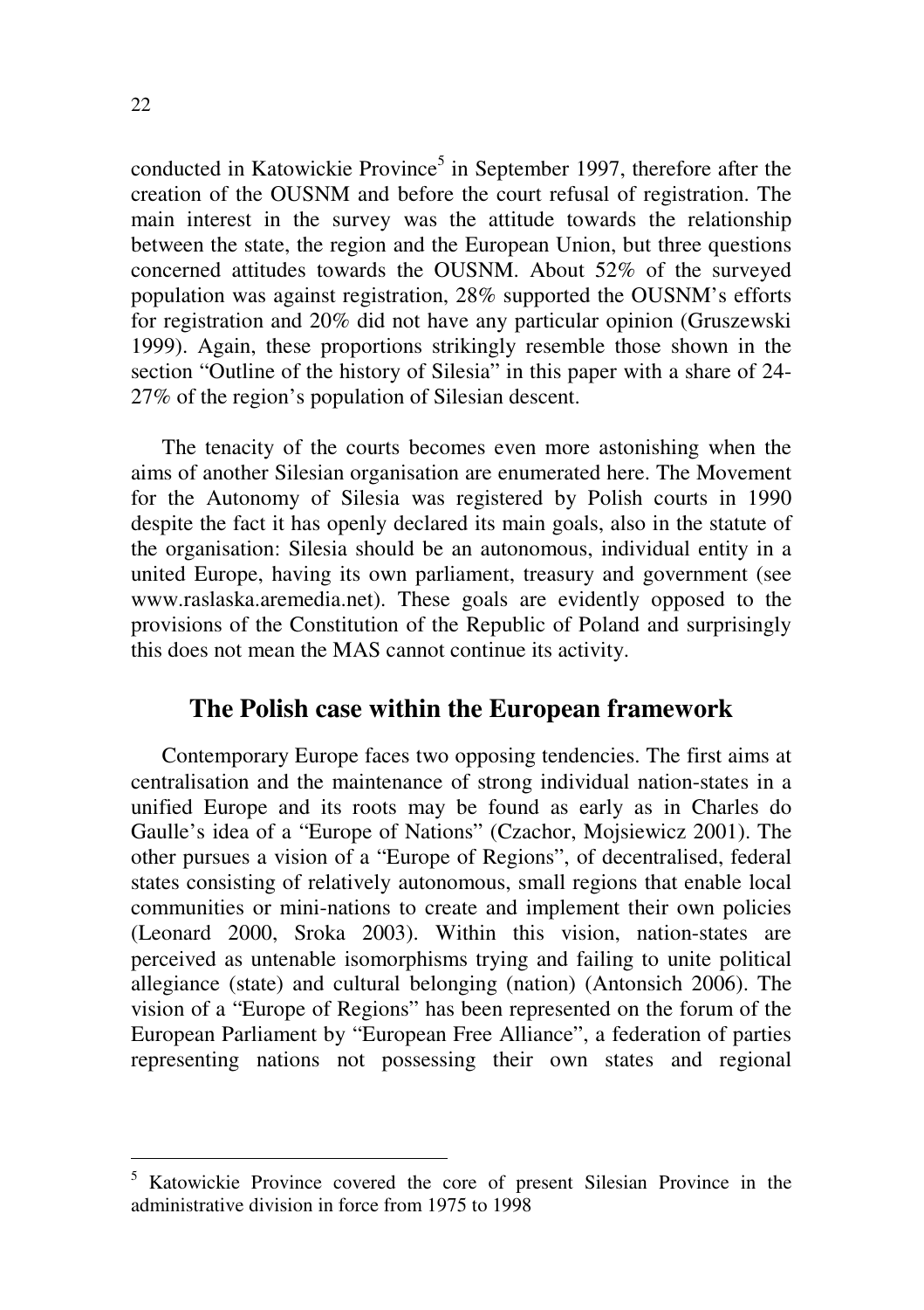conducted in Katowickie Province[5] in September 1997, therefore after the creation of the OUSNM and before the court refusal of registration. The main interest in the survey was the attitude towards the relationship between the state, the region and the European Union, but three questions concerned attitudes towards the OUSNM. About 52% of the surveyed population was against registration, 28% supported the OUSNM's efforts for registration and 20% did not have any particular opinion (Gruszewski 1999). Again, these proportions strikingly resemble those shown in the section "Outline of the history of Silesia" in this paper with a share of 24-27% of the region's population of Silesian descent.

The tenacity of the courts becomes even more astonishing when the aims of another Silesian organisation are enumerated here. The Movement for the Autonomy of Silesia was registered by Polish courts in 1990 despite the fact it has openly declared its main goals, also in the statute of the organisation: Silesia should be an autonomous, individual entity in a united Europe, having its own parliament, treasury and government (see www.raslaska.aremedia.net). These goals are evidently opposed to the provisions of the Constitution of the Republic of Poland and surprisingly this does not mean the MAS cannot continue its activity.

## The Polish case within the European framework

Contemporary Europe faces two opposing tendencies. The first aims at centralisation and the maintenance of strong individual nation-states in a unified Europe and its roots may be found as early as in Charles do Gaulle's idea of a "Europe of Nations" (Czachor, Mojsiewicz 2001). The other pursues a vision of a "Europe of Regions", of decentralised, federal states consisting of relatively autonomous, small regions that enable local communities or mini-nations to create and implement their own policies (Leonard 2000, Sroka 2003). Within this vision, nation-states are perceived as untenable isomorphisms trying and failing to unite political allegiance (state) and cultural belonging (nation) (Antonsich 2006). The vision of a "Europe of Regions" has been represented on the forum of the European Parliament by "European Free Alliance", a federation of parties representing nations not possessing their own states and regional

---

[5] Katowickie Province covered the core of present Silesian Province in the administrative division in force from 1975 to 1998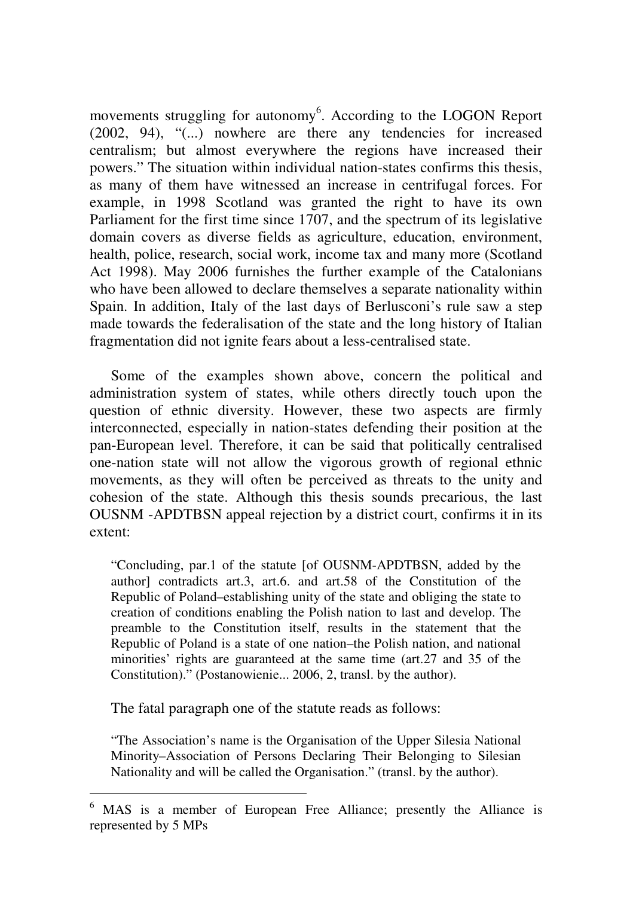movements struggling for autonomy[6]. According to the LOGON Report (2002, 94), "(...) nowhere are there any tendencies for increased centralism; but almost everywhere the regions have increased their powers." The situation within individual nation-states confirms this thesis, as many of them have witnessed an increase in centrifugal forces. For example, in 1998 Scotland was granted the right to have its own Parliament for the first time since 1707, and the spectrum of its legislative domain covers as diverse fields as agriculture, education, environment, health, police, research, social work, income tax and many more (Scotland Act 1998). May 2006 furnishes the further example of the Catalonians who have been allowed to declare themselves a separate nationality within Spain. In addition, Italy of the last days of Berlusconi's rule saw a step made towards the federalisation of the state and the long history of Italian fragmentation did not ignite fears about a less-centralised state.

Some of the examples shown above, concern the political and administration system of states, while others directly touch upon the question of ethnic diversity. However, these two aspects are firmly interconnected, especially in nation-states defending their position at the pan-European level. Therefore, it can be said that politically centralised one-nation state will not allow the vigorous growth of regional ethnic movements, as they will often be perceived as threats to the unity and cohesion of the state. Although this thesis sounds precarious, the last OUSNM -APDTBSN appeal rejection by a district court, confirms it in its extent:

> "Concluding, par.1 of the statute [of OUSNM-APDTBSN, added by the author] contradicts art.3, art.6. and art.58 of the Constitution of the Republic of Poland–establishing unity of the state and obliging the state to creation of conditions enabling the Polish nation to last and develop. The preamble to the Constitution itself, results in the statement that the Republic of Poland is a state of one nation–the Polish nation, and national minorities' rights are guaranteed at the same time (art.27 and 35 of the Constitution)." (Postanowienie... 2006, 2, transl. by the author).

The fatal paragraph one of the statute reads as follows:

> "The Association's name is the Organisation of the Upper Silesia National Minority–Association of Persons Declaring Their Belonging to Silesian Nationality and will be called the Organisation." (transl. by the author).

---

[6] MAS is a member of European Free Alliance; presently the Alliance is represented by 5 MPs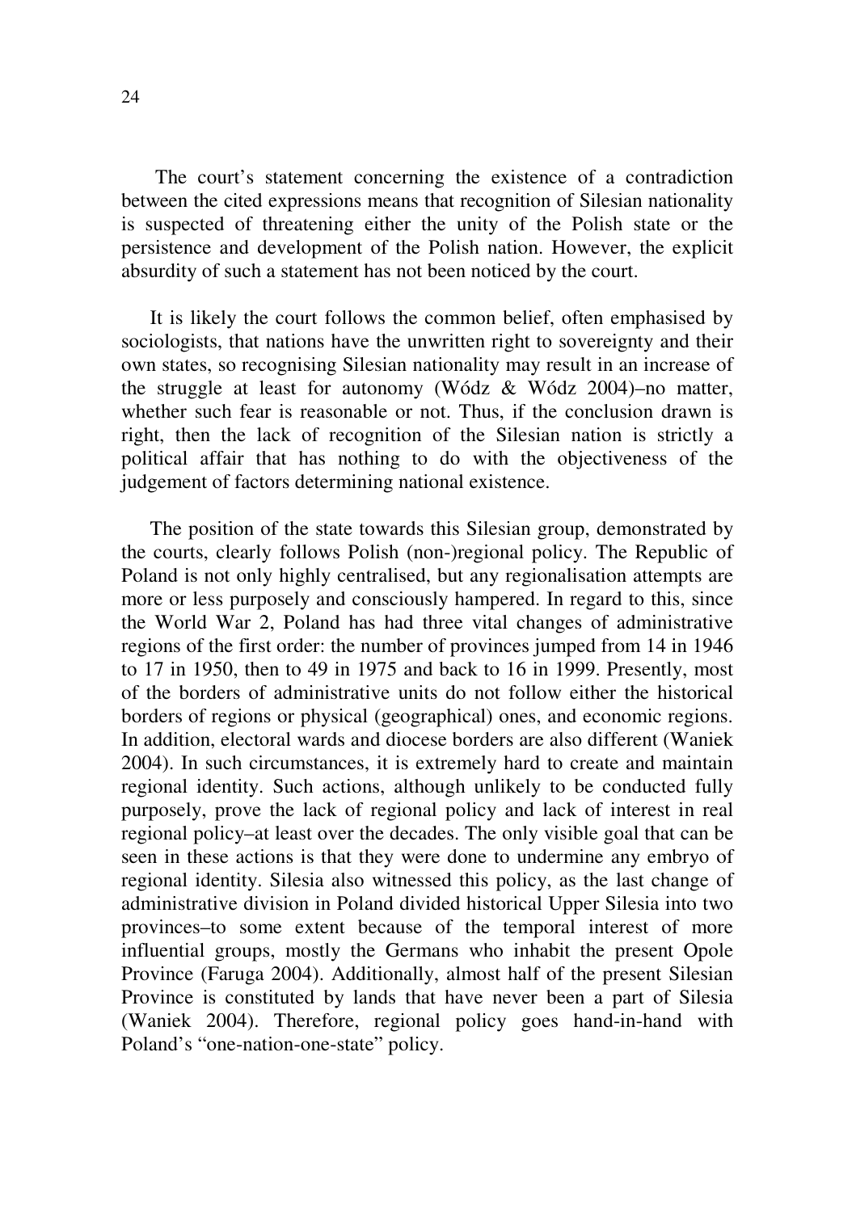The court's statement concerning the existence of a contradiction between the cited expressions means that recognition of Silesian nationality is suspected of threatening either the unity of the Polish state or the persistence and development of the Polish nation. However, the explicit absurdity of such a statement has not been noticed by the court.

It is likely the court follows the common belief, often emphasised by sociologists, that nations have the unwritten right to sovereignty and their own states, so recognising Silesian nationality may result in an increase of the struggle at least for autonomy (Wódz & Wódz 2004)–no matter, whether such fear is reasonable or not. Thus, if the conclusion drawn is right, then the lack of recognition of the Silesian nation is strictly a political affair that has nothing to do with the objectiveness of the judgement of factors determining national existence.

The position of the state towards this Silesian group, demonstrated by the courts, clearly follows Polish (non-)regional policy. The Republic of Poland is not only highly centralised, but any regionalisation attempts are more or less purposely and consciously hampered. In regard to this, since the World War 2, Poland has had three vital changes of administrative regions of the first order: the number of provinces jumped from 14 in 1946 to 17 in 1950, then to 49 in 1975 and back to 16 in 1999. Presently, most of the borders of administrative units do not follow either the historical borders of regions or physical (geographical) ones, and economic regions. In addition, electoral wards and diocese borders are also different (Waniek 2004). In such circumstances, it is extremely hard to create and maintain regional identity. Such actions, although unlikely to be conducted fully purposely, prove the lack of regional policy and lack of interest in real regional policy–at least over the decades. The only visible goal that can be seen in these actions is that they were done to undermine any embryo of regional identity. Silesia also witnessed this policy, as the last change of administrative division in Poland divided historical Upper Silesia into two provinces–to some extent because of the temporal interest of more influential groups, mostly the Germans who inhabit the present Opole Province (Faruga 2004). Additionally, almost half of the present Silesian Province is constituted by lands that have never been a part of Silesia (Waniek 2004). Therefore, regional policy goes hand-in-hand with Poland's "one-nation-one-state" policy.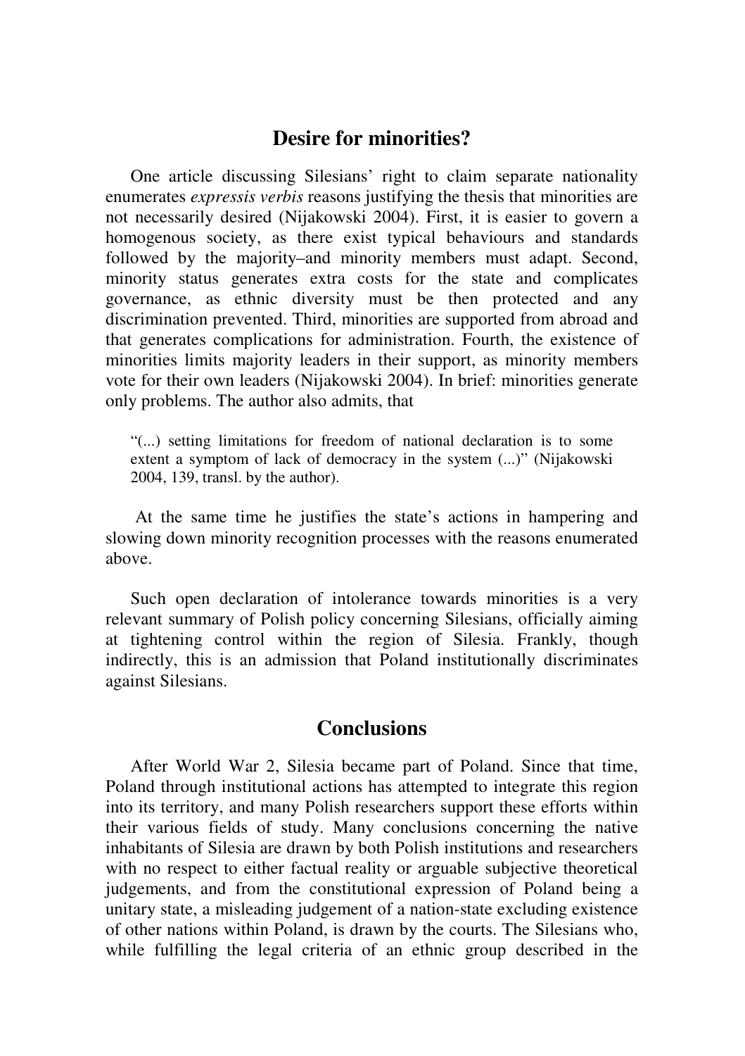## Desire for minorities?

One article discussing Silesians' right to claim separate nationality enumerates *expressis verbis* reasons justifying the thesis that minorities are not necessarily desired (Nijakowski 2004). First, it is easier to govern a homogenous society, as there exist typical behaviours and standards followed by the majority–and minority members must adapt. Second, minority status generates extra costs for the state and complicates governance, as ethnic diversity must be then protected and any discrimination prevented. Third, minorities are supported from abroad and that generates complications for administration. Fourth, the existence of minorities limits majority leaders in their support, as minority members vote for their own leaders (Nijakowski 2004). In brief: minorities generate only problems. The author also admits, that

> "(...) setting limitations for freedom of national declaration is to some extent a symptom of lack of democracy in the system (...)" (Nijakowski 2004, 139, transl. by the author).

At the same time he justifies the state's actions in hampering and slowing down minority recognition processes with the reasons enumerated above.

Such open declaration of intolerance towards minorities is a very relevant summary of Polish policy concerning Silesians, officially aiming at tightening control within the region of Silesia. Frankly, though indirectly, this is an admission that Poland institutionally discriminates against Silesians.

## Conclusions

After World War 2, Silesia became part of Poland. Since that time, Poland through institutional actions has attempted to integrate this region into its territory, and many Polish researchers support these efforts within their various fields of study. Many conclusions concerning the native inhabitants of Silesia are drawn by both Polish institutions and researchers with no respect to either factual reality or arguable subjective theoretical judgements, and from the constitutional expression of Poland being a unitary state, a misleading judgement of a nation-state excluding existence of other nations within Poland, is drawn by the courts. The Silesians who, while fulfilling the legal criteria of an ethnic group described in the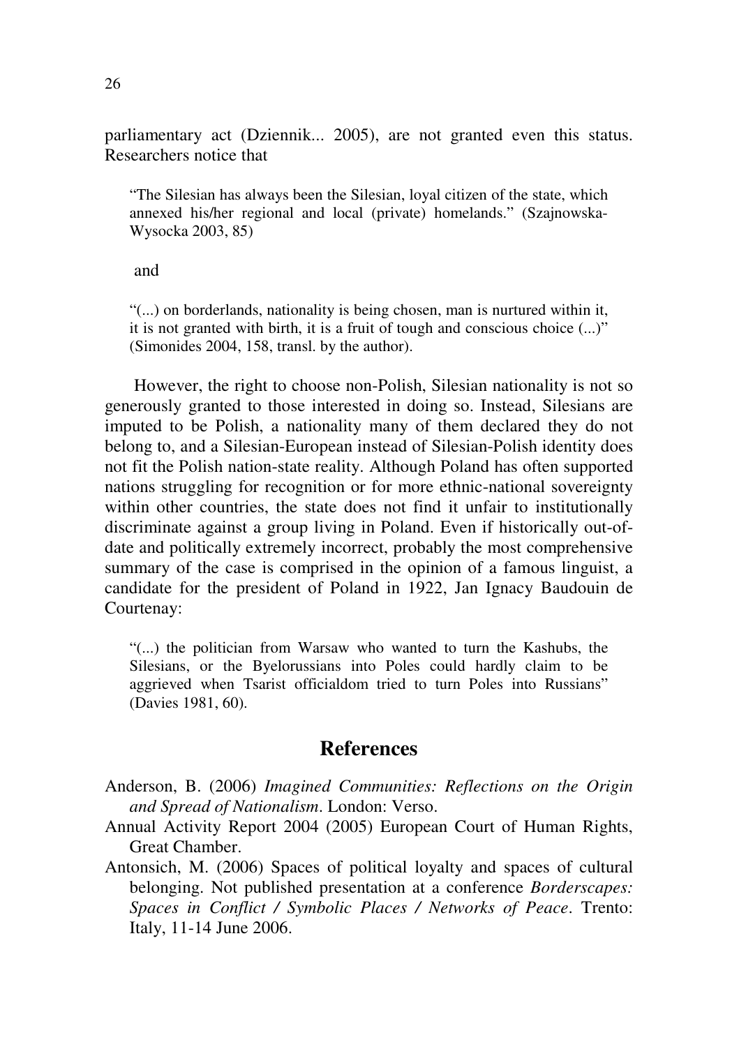parliamentary act (Dziennik... 2005), are not granted even this status. Researchers notice that

> "The Silesian has always been the Silesian, loyal citizen of the state, which annexed his/her regional and local (private) homelands." (Szajnowska-Wysocka 2003, 85)

and

> "(...) on borderlands, nationality is being chosen, man is nurtured within it, it is not granted with birth, it is a fruit of tough and conscious choice (...)" (Simonides 2004, 158, transl. by the author).

However, the right to choose non-Polish, Silesian nationality is not so generously granted to those interested in doing so. Instead, Silesians are imputed to be Polish, a nationality many of them declared they do not belong to, and a Silesian-European instead of Silesian-Polish identity does not fit the Polish nation-state reality. Although Poland has often supported nations struggling for recognition or for more ethnic-national sovereignty within other countries, the state does not find it unfair to institutionally discriminate against a group living in Poland. Even if historically out-of-date and politically extremely incorrect, probably the most comprehensive summary of the case is comprised in the opinion of a famous linguist, a candidate for the president of Poland in 1922, Jan Ignacy Baudouin de Courtenay:

> "(...) the politician from Warsaw who wanted to turn the Kashubs, the Silesians, or the Byelorussians into Poles could hardly claim to be aggrieved when Tsarist officialdom tried to turn Poles into Russians" (Davies 1981, 60).

## References

Anderson, B. (2006) *Imagined Communities: Reflections on the Origin and Spread of Nationalism*. London: Verso.

Annual Activity Report 2004 (2005) European Court of Human Rights, Great Chamber.

Antonsich, M. (2006) Spaces of political loyalty and spaces of cultural belonging. Not published presentation at a conference *Borderscapes: Spaces in Conflict / Symbolic Places / Networks of Peace*. Trento: Italy, 11-14 June 2006.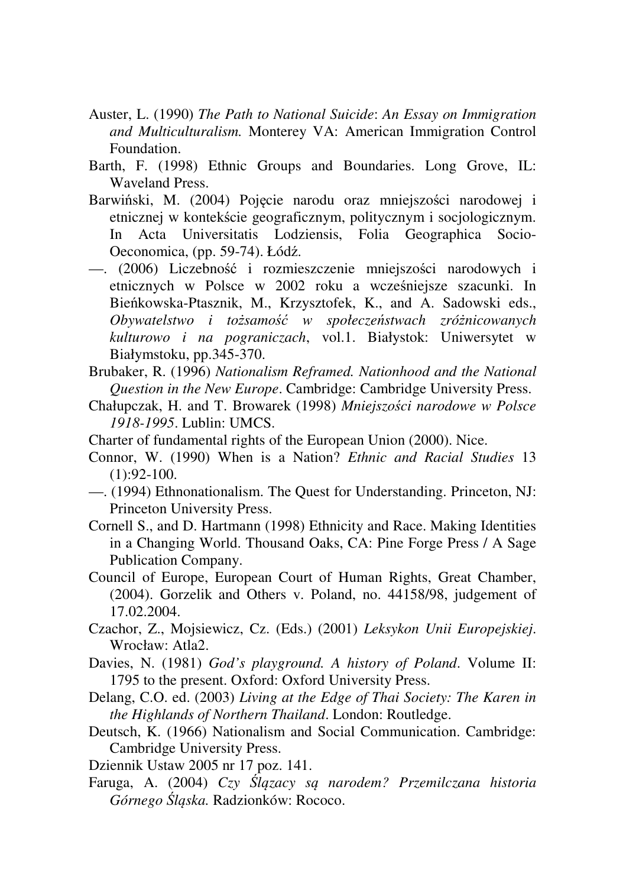Auster, L. (1990) *The Path to National Suicide*: *An Essay on Immigration and Multiculturalism.* Monterey VA: American Immigration Control Foundation.

Barth, F. (1998) Ethnic Groups and Boundaries. Long Grove, IL: Waveland Press.

Barwiński, M. (2004) Pojęcie narodu oraz mniejszości narodowej i etnicznej w kontekście geograficznym, politycznym i socjologicznym. In Acta Universitatis Lodziensis, Folia Geographica Socio-Oeconomica, (pp. 59-74). Łódź.

—. (2006) Liczebność i rozmieszczenie mniejszości narodowych i etnicznych w Polsce w 2002 roku a wcześniejsze szacunki. In Bieńkowska-Ptasznik, M., Krzysztofek, K., and A. Sadowski eds., *Obywatelstwo i tożsamość w społeczeństwach zróżnicowanych kulturowo i na pograniczach*, vol.1. Białystok: Uniwersytet w Białymstoku, pp.345-370.

Brubaker, R. (1996) *Nationalism Reframed. Nationhood and the National Question in the New Europe*. Cambridge: Cambridge University Press.

Chałupczak, H. and T. Browarek (1998) *Mniejszości narodowe w Polsce 1918-1995*. Lublin: UMCS.

Charter of fundamental rights of the European Union (2000). Nice.

Connor, W. (1990) When is a Nation? *Ethnic and Racial Studies* 13 (1):92-100.

—. (1994) Ethnonationalism. The Quest for Understanding. Princeton, NJ: Princeton University Press.

Cornell S., and D. Hartmann (1998) Ethnicity and Race. Making Identities in a Changing World. Thousand Oaks, CA: Pine Forge Press / A Sage Publication Company.

Council of Europe, European Court of Human Rights, Great Chamber, (2004). Gorzelik and Others v. Poland, no. 44158/98, judgement of 17.02.2004.

Czachor, Z., Mojsiewicz, Cz. (Eds.) (2001) *Leksykon Unii Europejskiej*. Wrocław: Atla2.

Davies, N. (1981) *God's playground. A history of Poland*. Volume II: 1795 to the present. Oxford: Oxford University Press.

Delang, C.O. ed. (2003) *Living at the Edge of Thai Society: The Karen in the Highlands of Northern Thailand*. London: Routledge.

Deutsch, K. (1966) Nationalism and Social Communication. Cambridge: Cambridge University Press.

Dziennik Ustaw 2005 nr 17 poz. 141.

Faruga, A. (2004) *Czy Ślązacy są narodem? Przemilczana historia Górnego Śląska.* Radzionków: Rococo.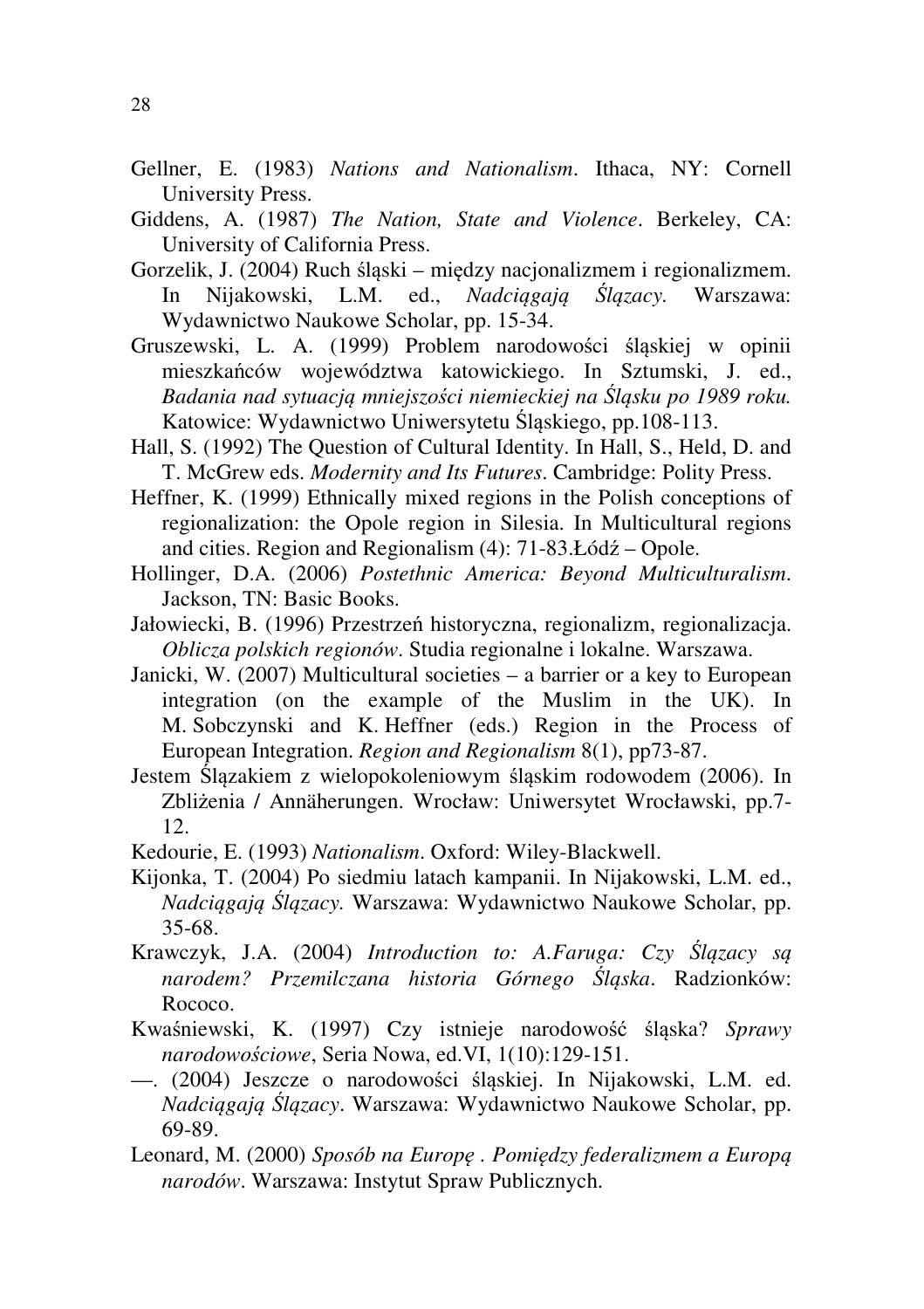Gellner, E. (1983) *Nations and Nationalism*. Ithaca, NY: Cornell University Press.

Giddens, A. (1987) *The Nation, State and Violence*. Berkeley, CA: University of California Press.

Gorzelik, J. (2004) Ruch śląski – między nacjonalizmem i regionalizmem. In Nijakowski, L.M. ed., *Nadciągają Ślązacy.* Warszawa: Wydawnictwo Naukowe Scholar, pp. 15-34.

Gruszewski, L. A. (1999) Problem narodowości śląskiej w opinii mieszkańców województwa katowickiego. In Sztumski, J. ed., *Badania nad sytuacją mniejszości niemieckiej na Śląsku po 1989 roku.* Katowice: Wydawnictwo Uniwersytetu Śląskiego, pp.108-113.

Hall, S. (1992) The Question of Cultural Identity. In Hall, S., Held, D. and T. McGrew eds. *Modernity and Its Futures*. Cambridge: Polity Press.

Heffner, K. (1999) Ethnically mixed regions in the Polish conceptions of regionalization: the Opole region in Silesia. In Multicultural regions and cities. Region and Regionalism (4): 71-83.Łódź – Opole.

Hollinger, D.A. (2006) *Postethnic America: Beyond Multiculturalism*. Jackson, TN: Basic Books.

Jałowiecki, B. (1996) Przestrzeń historyczna, regionalizm, regionalizacja. *Oblicza polskich regionów*. Studia regionalne i lokalne. Warszawa.

Janicki, W. (2007) Multicultural societies – a barrier or a key to European integration (on the example of the Muslim in the UK). In M. Sobczynski and K. Heffner (eds.) Region in the Process of European Integration. *Region and Regionalism* 8(1), pp73-87.

Jestem Ślązakiem z wielopokoleniowym śląskim rodowodem (2006). In Zbliżenia / Annäherungen. Wrocław: Uniwersytet Wrocławski, pp.7-12.

Kedourie, E. (1993) *Nationalism*. Oxford: Wiley-Blackwell.

Kijonka, T. (2004) Po siedmiu latach kampanii. In Nijakowski, L.M. ed., *Nadciągają Ślązacy.* Warszawa: Wydawnictwo Naukowe Scholar, pp. 35-68.

Krawczyk, J.A. (2004) *Introduction to: A.Faruga: Czy Ślązacy są narodem? Przemilczana historia Górnego Śląska*. Radzionków: Rococo.

Kwaśniewski, K. (1997) Czy istnieje narodowość śląska? *Sprawy narodowościowe*, Seria Nowa, ed.VI, 1(10):129-151.

—. (2004) Jeszcze o narodowości śląskiej. In Nijakowski, L.M. ed. *Nadciągają Ślązacy*. Warszawa: Wydawnictwo Naukowe Scholar, pp. 69-89.

Leonard, M. (2000) *Sposób na Europę . Pomiędzy federalizmem a Europą narodów*. Warszawa: Instytut Spraw Publicznych.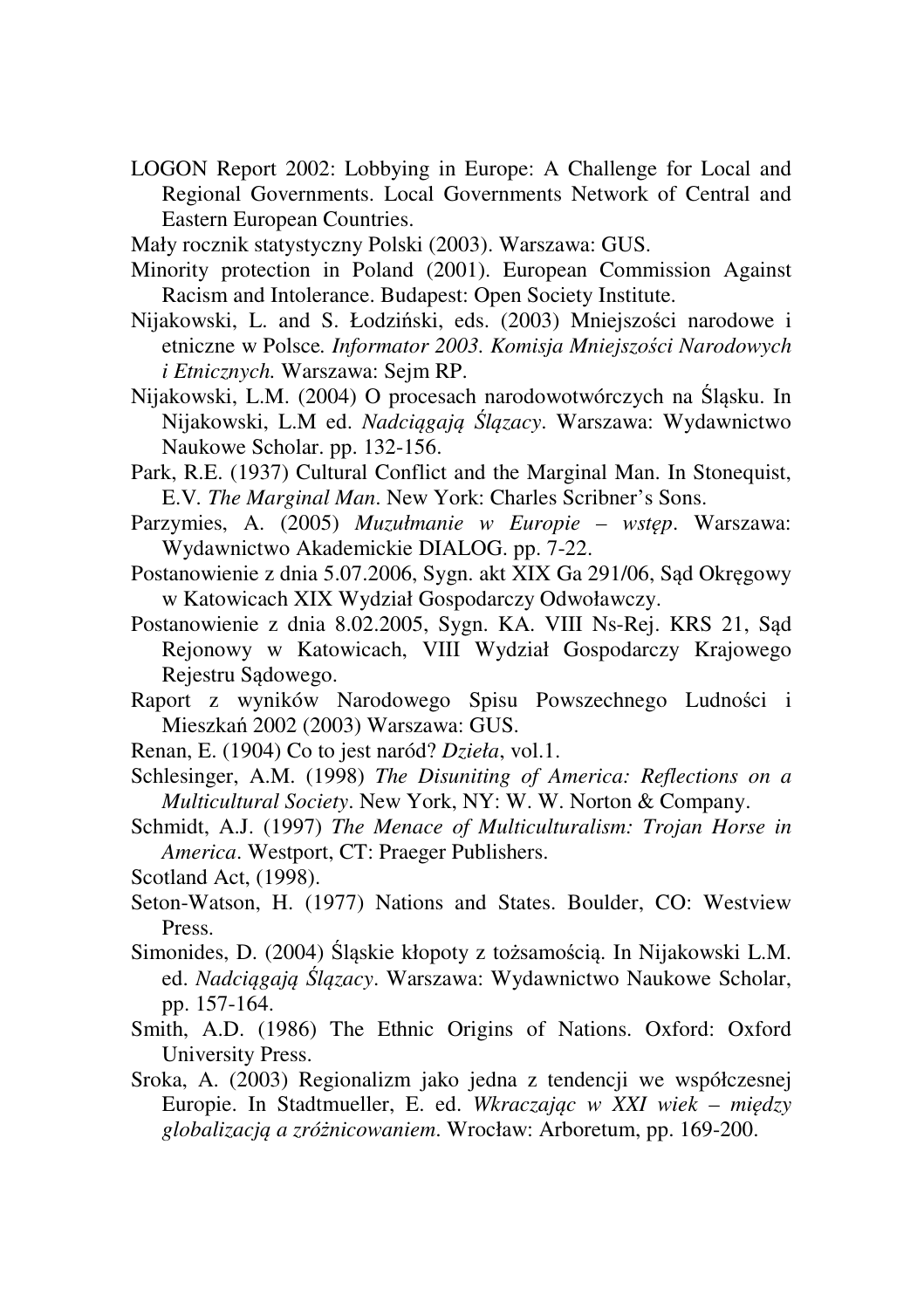LOGON Report 2002: Lobbying in Europe: A Challenge for Local and Regional Governments. Local Governments Network of Central and Eastern European Countries.

Mały rocznik statystyczny Polski (2003). Warszawa: GUS.

Minority protection in Poland (2001). European Commission Against Racism and Intolerance. Budapest: Open Society Institute.

Nijakowski, L. and S. Łodziński, eds. (2003) Mniejszości narodowe i etniczne w Polsce. *Informator 2003. Komisja Mniejszości Narodowych i Etnicznych.* Warszawa: Sejm RP.

Nijakowski, L.M. (2004) O procesach narodowotwórczych na Śląsku. In Nijakowski, L.M ed. *Nadciągają Ślązacy*. Warszawa: Wydawnictwo Naukowe Scholar. pp. 132-156.

Park, R.E. (1937) Cultural Conflict and the Marginal Man. In Stonequist, E.V. *The Marginal Man*. New York: Charles Scribner's Sons.

Parzymies, A. (2005) *Muzułmanie w Europie – wstęp*. Warszawa: Wydawnictwo Akademickie DIALOG. pp. 7-22.

Postanowienie z dnia 5.07.2006, Sygn. akt XIX Ga 291/06, Sąd Okręgowy w Katowicach XIX Wydział Gospodarczy Odwoławczy.

Postanowienie z dnia 8.02.2005, Sygn. KA. VIII Ns-Rej. KRS 21, Sąd Rejonowy w Katowicach, VIII Wydział Gospodarczy Krajowego Rejestru Sądowego.

Raport z wyników Narodowego Spisu Powszechnego Ludności i Mieszkań 2002 (2003) Warszawa: GUS.

Renan, E. (1904) Co to jest naród? *Dzieła*, vol.1.

Schlesinger, A.M. (1998) *The Disuniting of America: Reflections on a Multicultural Society*. New York, NY: W. W. Norton & Company.

Schmidt, A.J. (1997) *The Menace of Multiculturalism: Trojan Horse in America*. Westport, CT: Praeger Publishers.

Scotland Act, (1998).

Seton-Watson, H. (1977) Nations and States. Boulder, CO: Westview Press.

Simonides, D. (2004) Śląskie kłopoty z tożsamością. In Nijakowski L.M. ed. *Nadciągają Ślązacy*. Warszawa: Wydawnictwo Naukowe Scholar, pp. 157-164.

Smith, A.D. (1986) The Ethnic Origins of Nations. Oxford: Oxford University Press.

Sroka, A. (2003) Regionalizm jako jedna z tendencji we współczesnej Europie. In Stadtmueller, E. ed. *Wkraczając w XXI wiek – między globalizacją a zróżnicowaniem*. Wrocław: Arboretum, pp. 169-200.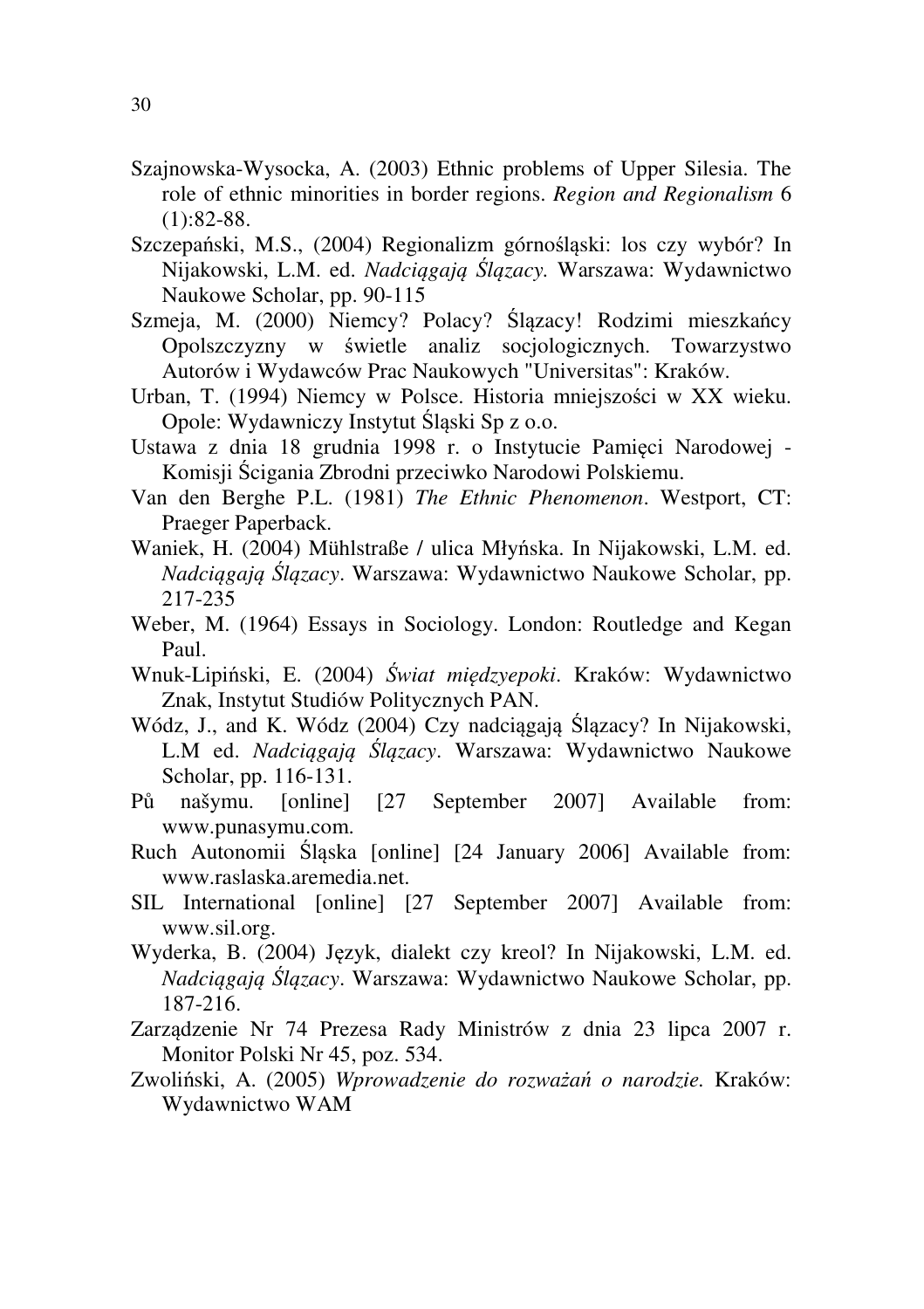Szajnowska-Wysocka, A. (2003) Ethnic problems of Upper Silesia. The role of ethnic minorities in border regions. *Region and Regionalism* 6 (1):82-88.

Szczepański, M.S., (2004) Regionalizm górnośląski: los czy wybór? In Nijakowski, L.M. ed. *Nadciągają Ślązacy.* Warszawa: Wydawnictwo Naukowe Scholar, pp. 90-115

Szmeja, M. (2000) Niemcy? Polacy? Ślązacy! Rodzimi mieszkańcy Opolszczyzny w świetle analiz socjologicznych. Towarzystwo Autorów i Wydawców Prac Naukowych "Universitas": Kraków.

Urban, T. (1994) Niemcy w Polsce. Historia mniejszości w XX wieku. Opole: Wydawniczy Instytut Śląski Sp z o.o.

Ustawa z dnia 18 grudnia 1998 r. o Instytucie Pamięci Narodowej - Komisji Ścigania Zbrodni przeciwko Narodowi Polskiemu.

Van den Berghe P.L. (1981) *The Ethnic Phenomenon*. Westport, CT: Praeger Paperback.

Waniek, H. (2004) Mühlstraße / ulica Młyńska. In Nijakowski, L.M. ed. *Nadciągają Ślązacy*. Warszawa: Wydawnictwo Naukowe Scholar, pp. 217-235

Weber, M. (1964) Essays in Sociology. London: Routledge and Kegan Paul.

Wnuk-Lipiński, E. (2004) *Świat międzyepoki*. Kraków: Wydawnictwo Znak, Instytut Studiów Politycznych PAN.

Wódz, J., and K. Wódz (2004) Czy nadciągają Ślązacy? In Nijakowski, L.M ed. *Nadciągają Ślązacy*. Warszawa: Wydawnictwo Naukowe Scholar, pp. 116-131.

Pů našymu. [online] [27 September 2007] Available from: www.punasymu.com.

Ruch Autonomii Śląska [online] [24 January 2006] Available from: www.raslaska.aremedia.net.

SIL International [online] [27 September 2007] Available from: www.sil.org.

Wyderka, B. (2004) Język, dialekt czy kreol? In Nijakowski, L.M. ed. *Nadciągają Ślązacy*. Warszawa: Wydawnictwo Naukowe Scholar, pp. 187-216.

Zarządzenie Nr 74 Prezesa Rady Ministrów z dnia 23 lipca 2007 r. Monitor Polski Nr 45, poz. 534.

Zwoliński, A. (2005) *Wprowadzenie do rozważań o narodzie.* Kraków: Wydawnictwo WAM